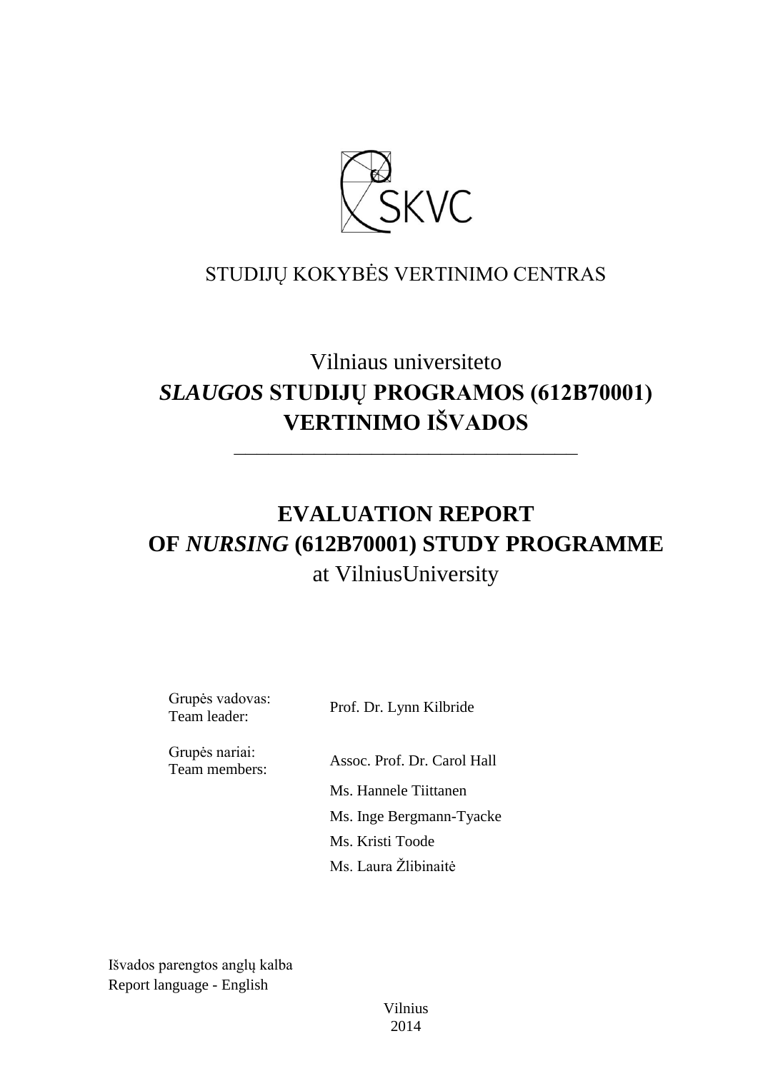SKVC

STUDIJŲ KOKYBĖS VERTINIMO CENTRAS

# Vilniaus universiteto *SLAUGOS* STUDIJŲ PROGRAMOS (612B70001) VERTINIMO IŠVADOS

---

# EVALUATION REPORT OF *NURSING* (612B70001) STUDY PROGRAMME at VilniusUniversity

| | |
|---|---|
| Grupės vadovas: Team leader: | Prof. Dr. Lynn Kilbride |
| Grupės nariai: Team members: | Assoc. Prof. Dr. Carol Hall |
| | Ms. Hannele Tiittanen |
| | Ms. Inge Bergmann-Tyacke |
| | Ms. Kristi Toode |
| | Ms. Laura Žlibinaitė |

Išvados parengtos anglų kalba
Report language - English

Vilnius
2014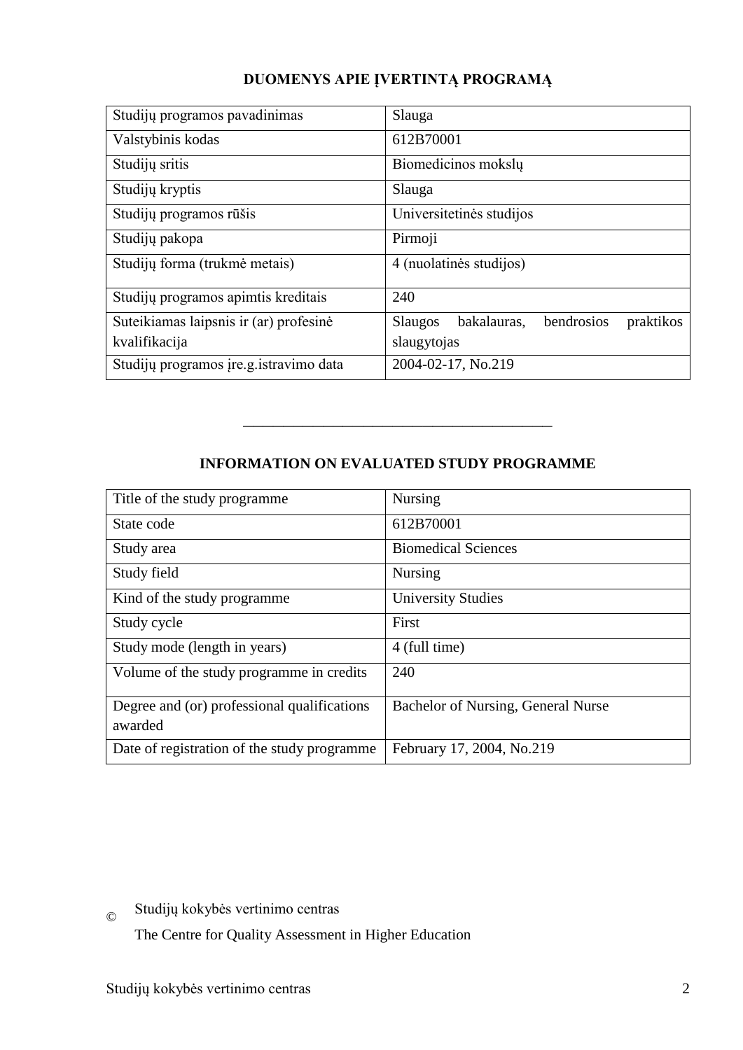## DUOMENYS APIE ĮVERTINTĄ PROGRAMĄ

| | |
|---|---|
| Studijų programos pavadinimas | Slauga |
| Valstybinis kodas | 612B70001 |
| Studijų sritis | Biomedicinos mokslų |
| Studijų kryptis | Slauga |
| Studijų programos rūšis | Universitetinės studijos |
| Studijų pakopa | Pirmoji |
| Studijų forma (trukmė metais) | 4 (nuolatinės studijos) |
| Studijų programos apimtis kreditais | 240 |
| Suteikiamas laipsnis ir (ar) profesinė kvalifikacija | Slaugos bakalauras, bendrosios praktikos slaugytojas |
| Studijų programos įre.g.istravimo data | 2004-02-17, No.219 |

---

## INFORMATION ON EVALUATED STUDY PROGRAMME

| | |
|---|---|
| Title of the study programme | Nursing |
| State code | 612B70001 |
| Study area | Biomedical Sciences |
| Study field | Nursing |
| Kind of the study programme | University Studies |
| Study cycle | First |
| Study mode (length in years) | 4 (full time) |
| Volume of the study programme in credits | 240 |
| Degree and (or) professional qualifications awarded | Bachelor of Nursing, General Nurse |
| Date of registration of the study programme | February 17, 2004, No.219 |

© Studijų kokybės vertinimo centras
The Centre for Quality Assessment in Higher Education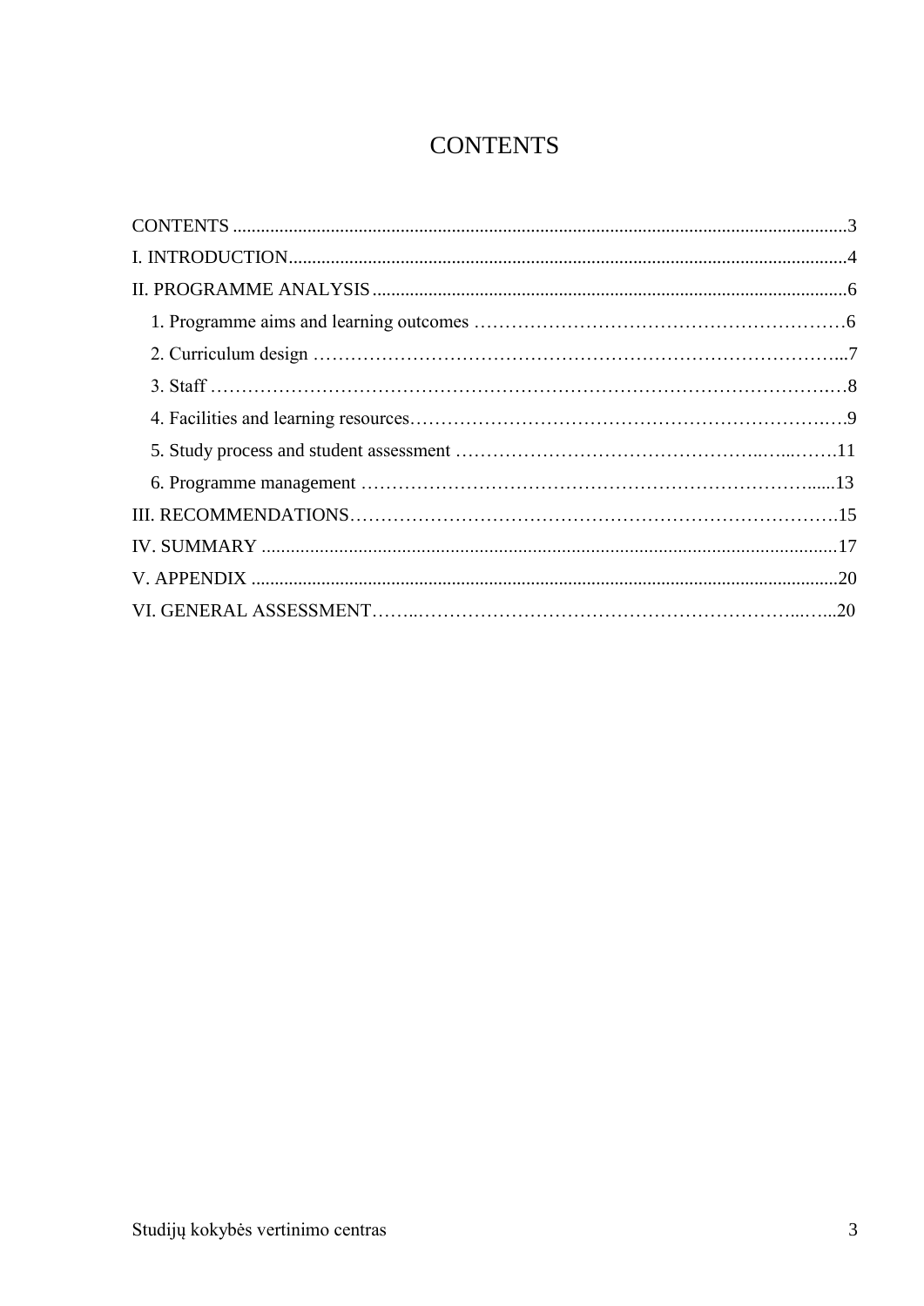# CONTENTS

CONTENTS ........................................................................................................................................3

I. INTRODUCTION...............................................................................................................................4

II. PROGRAMME ANALYSIS ...............................................................................................................6

1. Programme aims and learning outcomes ......................................................6

2. Curriculum design ......................................................................................7

3. Staff ..............................................................................................................8

4. Facilities and learning resources.....................................................................9

5. Study process and student assessment ......................................................11

6. Programme management ...........................................................................13

III. RECOMMENDATIONS.................................................................................15

IV. SUMMARY ........................................................................................................................................17

V. APPENDIX ........................................................................................................................................20

VI. GENERAL ASSESSMENT........................................................................................20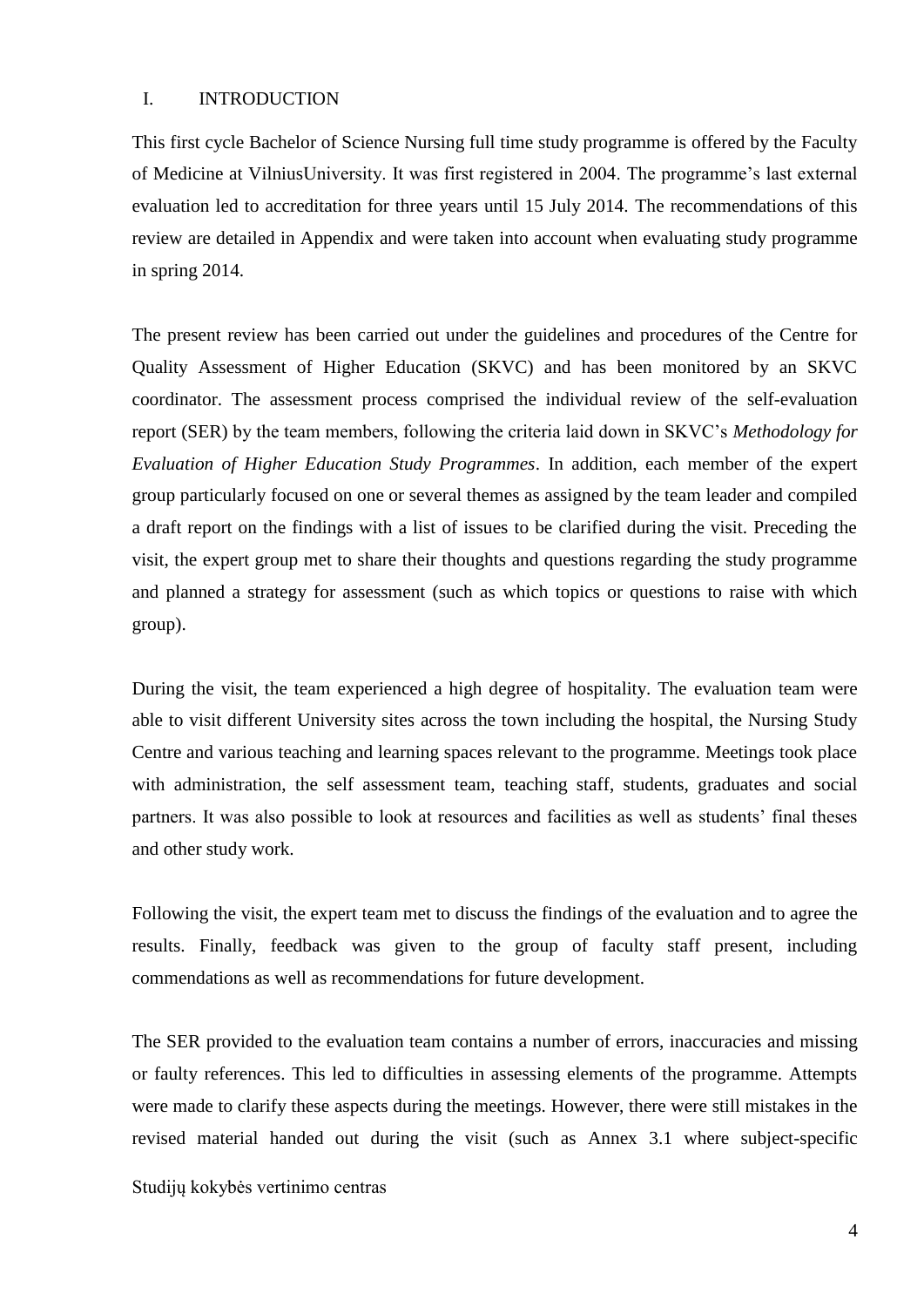# I. INTRODUCTION

This first cycle Bachelor of Science Nursing full time study programme is offered by the Faculty of Medicine at VilniusUniversity. It was first registered in 2004. The programme's last external evaluation led to accreditation for three years until 15 July 2014. The recommendations of this review are detailed in Appendix and were taken into account when evaluating study programme in spring 2014.

The present review has been carried out under the guidelines and procedures of the Centre for Quality Assessment of Higher Education (SKVC) and has been monitored by an SKVC coordinator. The assessment process comprised the individual review of the self-evaluation report (SER) by the team members, following the criteria laid down in SKVC's *Methodology for Evaluation of Higher Education Study Programmes*. In addition, each member of the expert group particularly focused on one or several themes as assigned by the team leader and compiled a draft report on the findings with a list of issues to be clarified during the visit. Preceding the visit, the expert group met to share their thoughts and questions regarding the study programme and planned a strategy for assessment (such as which topics or questions to raise with which group).

During the visit, the team experienced a high degree of hospitality. The evaluation team were able to visit different University sites across the town including the hospital, the Nursing Study Centre and various teaching and learning spaces relevant to the programme. Meetings took place with administration, the self assessment team, teaching staff, students, graduates and social partners. It was also possible to look at resources and facilities as well as students' final theses and other study work.

Following the visit, the expert team met to discuss the findings of the evaluation and to agree the results. Finally, feedback was given to the group of faculty staff present, including commendations as well as recommendations for future development.

The SER provided to the evaluation team contains a number of errors, inaccuracies and missing or faulty references. This led to difficulties in assessing elements of the programme. Attempts were made to clarify these aspects during the meetings. However, there were still mistakes in the revised material handed out during the visit (such as Annex 3.1 where subject-specific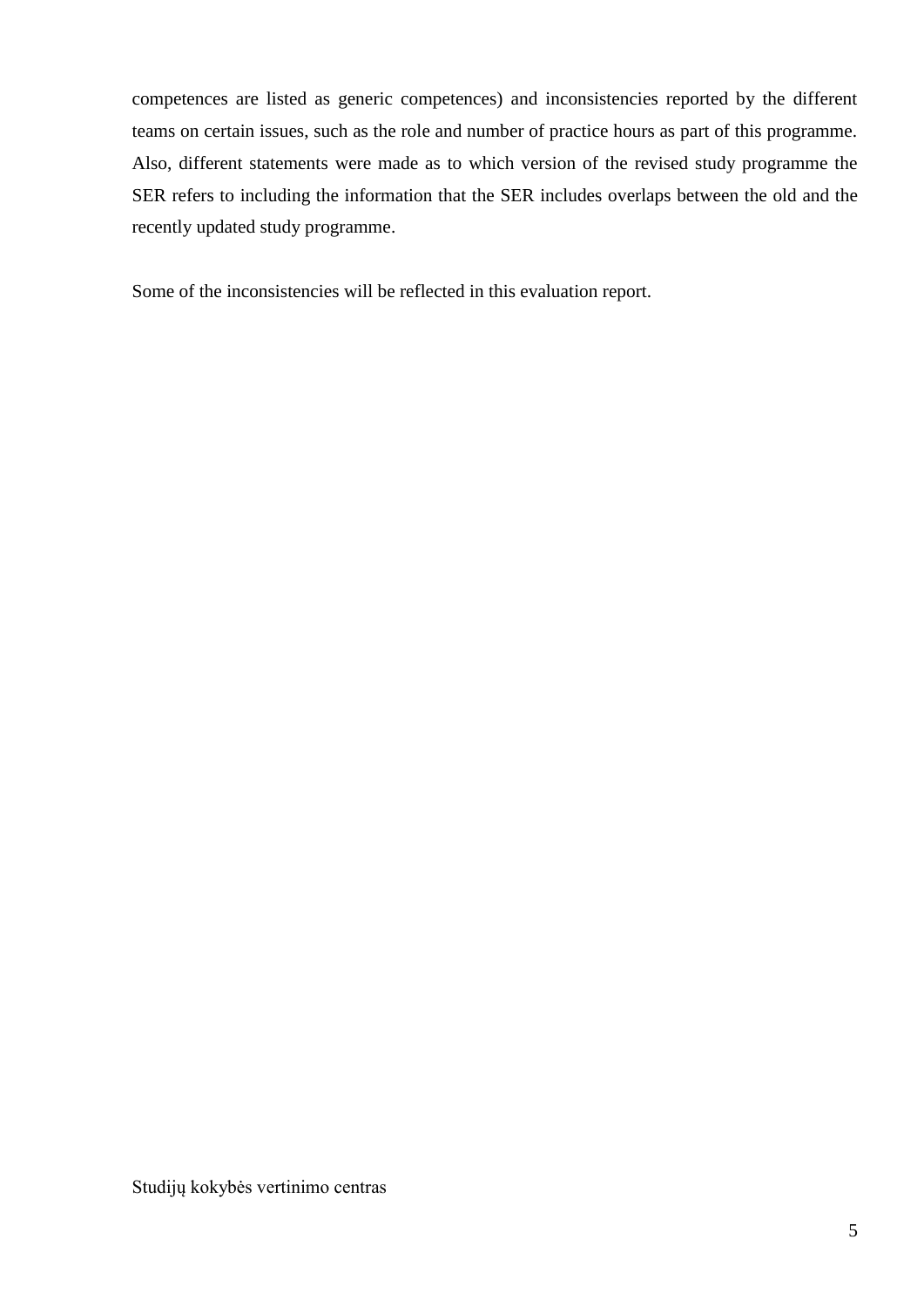competences are listed as generic competences) and inconsistencies reported by the different teams on certain issues, such as the role and number of practice hours as part of this programme. Also, different statements were made as to which version of the revised study programme the SER refers to including the information that the SER includes overlaps between the old and the recently updated study programme.

Some of the inconsistencies will be reflected in this evaluation report.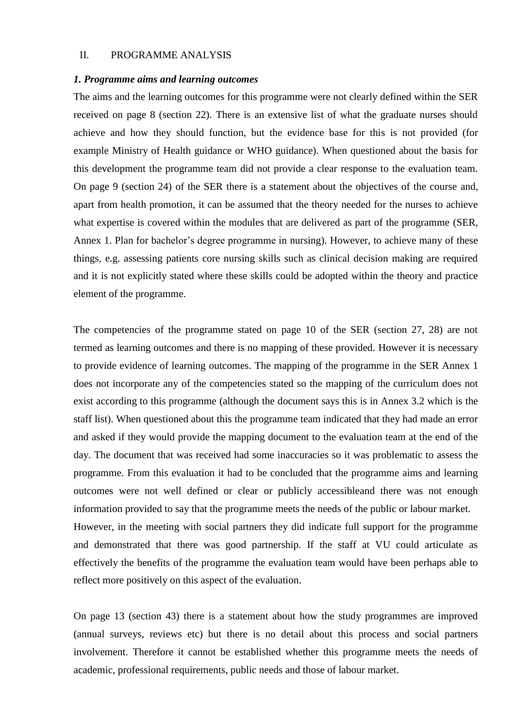## II. PROGRAMME ANALYSIS

### *1. Programme aims and learning outcomes*

The aims and the learning outcomes for this programme were not clearly defined within the SER received on page 8 (section 22). There is an extensive list of what the graduate nurses should achieve and how they should function, but the evidence base for this is not provided (for example Ministry of Health guidance or WHO guidance). When questioned about the basis for this development the programme team did not provide a clear response to the evaluation team. On page 9 (section 24) of the SER there is a statement about the objectives of the course and, apart from health promotion, it can be assumed that the theory needed for the nurses to achieve what expertise is covered within the modules that are delivered as part of the programme (SER, Annex 1. Plan for bachelor's degree programme in nursing). However, to achieve many of these things, e.g. assessing patients core nursing skills such as clinical decision making are required and it is not explicitly stated where these skills could be adopted within the theory and practice element of the programme.

The competencies of the programme stated on page 10 of the SER (section 27, 28) are not termed as learning outcomes and there is no mapping of these provided. However it is necessary to provide evidence of learning outcomes. The mapping of the programme in the SER Annex 1 does not incorporate any of the competencies stated so the mapping of the curriculum does not exist according to this programme (although the document says this is in Annex 3.2 which is the staff list). When questioned about this the programme team indicated that they had made an error and asked if they would provide the mapping document to the evaluation team at the end of the day. The document that was received had some inaccuracies so it was problematic to assess the programme. From this evaluation it had to be concluded that the programme aims and learning outcomes were not well defined or clear or publicly accessibleand there was not enough information provided to say that the programme meets the needs of the public or labour market. However, in the meeting with social partners they did indicate full support for the programme and demonstrated that there was good partnership. If the staff at VU could articulate as effectively the benefits of the programme the evaluation team would have been perhaps able to reflect more positively on this aspect of the evaluation.

On page 13 (section 43) there is a statement about how the study programmes are improved (annual surveys, reviews etc) but there is no detail about this process and social partners involvement. Therefore it cannot be established whether this programme meets the needs of academic, professional requirements, public needs and those of labour market.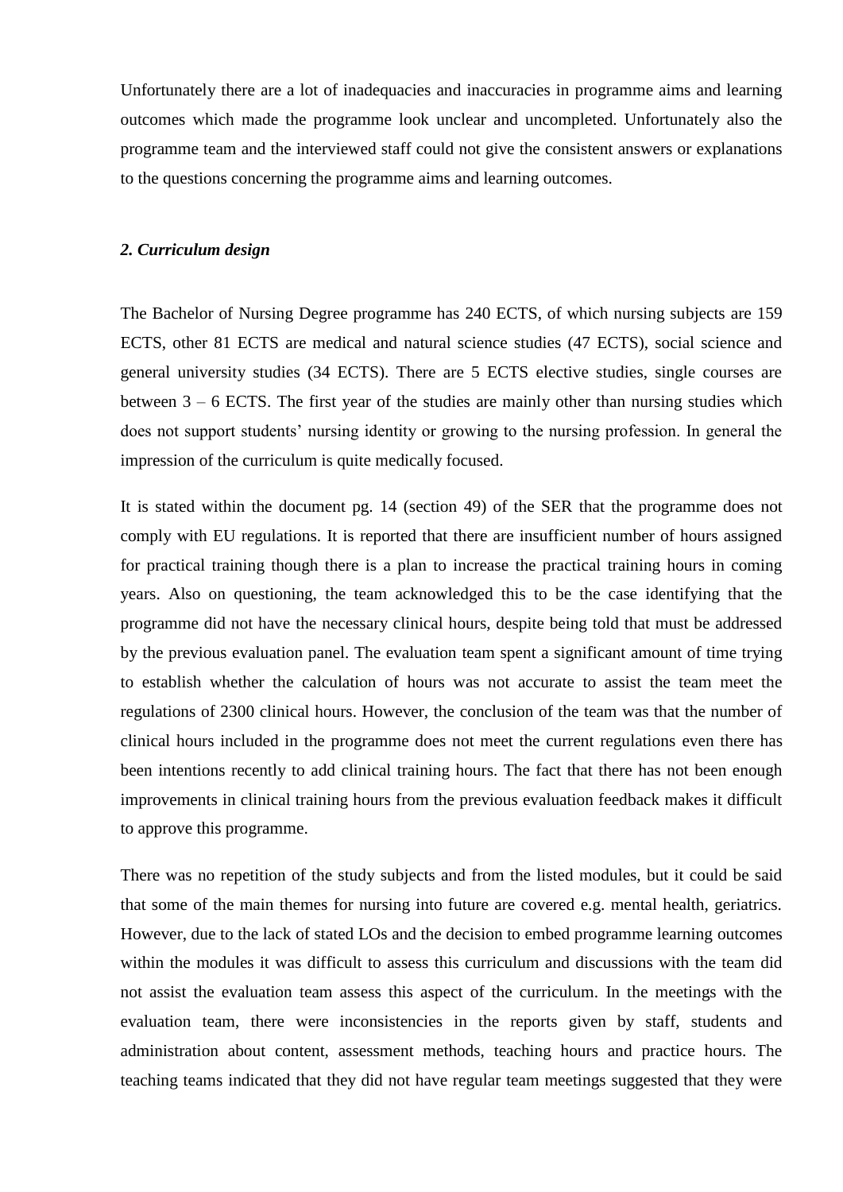Unfortunately there are a lot of inadequacies and inaccuracies in programme aims and learning outcomes which made the programme look unclear and uncompleted. Unfortunately also the programme team and the interviewed staff could not give the consistent answers or explanations to the questions concerning the programme aims and learning outcomes.

### *2. Curriculum design*

The Bachelor of Nursing Degree programme has 240 ECTS, of which nursing subjects are 159 ECTS, other 81 ECTS are medical and natural science studies (47 ECTS), social science and general university studies (34 ECTS). There are 5 ECTS elective studies, single courses are between 3 – 6 ECTS. The first year of the studies are mainly other than nursing studies which does not support students' nursing identity or growing to the nursing profession. In general the impression of the curriculum is quite medically focused.

It is stated within the document pg. 14 (section 49) of the SER that the programme does not comply with EU regulations. It is reported that there are insufficient number of hours assigned for practical training though there is a plan to increase the practical training hours in coming years. Also on questioning, the team acknowledged this to be the case identifying that the programme did not have the necessary clinical hours, despite being told that must be addressed by the previous evaluation panel. The evaluation team spent a significant amount of time trying to establish whether the calculation of hours was not accurate to assist the team meet the regulations of 2300 clinical hours. However, the conclusion of the team was that the number of clinical hours included in the programme does not meet the current regulations even there has been intentions recently to add clinical training hours. The fact that there has not been enough improvements in clinical training hours from the previous evaluation feedback makes it difficult to approve this programme.

There was no repetition of the study subjects and from the listed modules, but it could be said that some of the main themes for nursing into future are covered e.g. mental health, geriatrics. However, due to the lack of stated LOs and the decision to embed programme learning outcomes within the modules it was difficult to assess this curriculum and discussions with the team did not assist the evaluation team assess this aspect of the curriculum. In the meetings with the evaluation team, there were inconsistencies in the reports given by staff, students and administration about content, assessment methods, teaching hours and practice hours. The teaching teams indicated that they did not have regular team meetings suggested that they were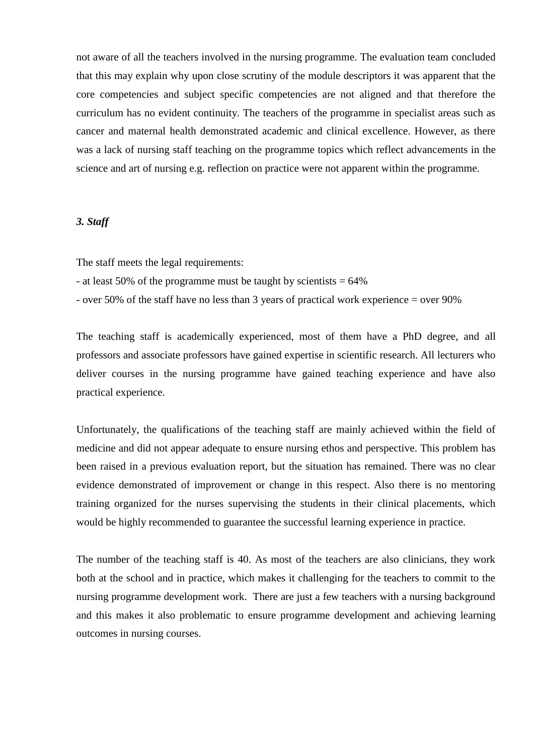not aware of all the teachers involved in the nursing programme. The evaluation team concluded that this may explain why upon close scrutiny of the module descriptors it was apparent that the core competencies and subject specific competencies are not aligned and that therefore the curriculum has no evident continuity. The teachers of the programme in specialist areas such as cancer and maternal health demonstrated academic and clinical excellence. However, as there was a lack of nursing staff teaching on the programme topics which reflect advancements in the science and art of nursing e.g. reflection on practice were not apparent within the programme.

***3. Staff***

The staff meets the legal requirements:
- at least 50% of the programme must be taught by scientists = 64%
- over 50% of the staff have no less than 3 years of practical work experience = over 90%

The teaching staff is academically experienced, most of them have a PhD degree, and all professors and associate professors have gained expertise in scientific research. All lecturers who deliver courses in the nursing programme have gained teaching experience and have also practical experience.

Unfortunately, the qualifications of the teaching staff are mainly achieved within the field of medicine and did not appear adequate to ensure nursing ethos and perspective. This problem has been raised in a previous evaluation report, but the situation has remained. There was no clear evidence demonstrated of improvement or change in this respect. Also there is no mentoring training organized for the nurses supervising the students in their clinical placements, which would be highly recommended to guarantee the successful learning experience in practice.

The number of the teaching staff is 40. As most of the teachers are also clinicians, they work both at the school and in practice, which makes it challenging for the teachers to commit to the nursing programme development work. There are just a few teachers with a nursing background and this makes it also problematic to ensure programme development and achieving learning outcomes in nursing courses.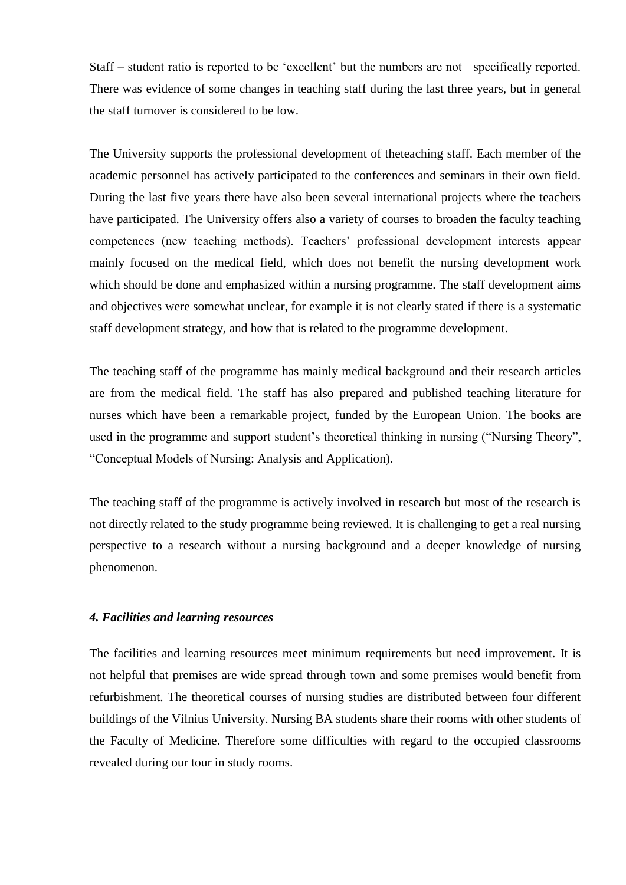Staff – student ratio is reported to be 'excellent' but the numbers are not specifically reported. There was evidence of some changes in teaching staff during the last three years, but in general the staff turnover is considered to be low.

The University supports the professional development of theteaching staff. Each member of the academic personnel has actively participated to the conferences and seminars in their own field. During the last five years there have also been several international projects where the teachers have participated. The University offers also a variety of courses to broaden the faculty teaching competences (new teaching methods). Teachers' professional development interests appear mainly focused on the medical field, which does not benefit the nursing development work which should be done and emphasized within a nursing programme. The staff development aims and objectives were somewhat unclear, for example it is not clearly stated if there is a systematic staff development strategy, and how that is related to the programme development.

The teaching staff of the programme has mainly medical background and their research articles are from the medical field. The staff has also prepared and published teaching literature for nurses which have been a remarkable project, funded by the European Union. The books are used in the programme and support student's theoretical thinking in nursing ("Nursing Theory", "Conceptual Models of Nursing: Analysis and Application).

The teaching staff of the programme is actively involved in research but most of the research is not directly related to the study programme being reviewed. It is challenging to get a real nursing perspective to a research without a nursing background and a deeper knowledge of nursing phenomenon.

### *4. Facilities and learning resources*

The facilities and learning resources meet minimum requirements but need improvement. It is not helpful that premises are wide spread through town and some premises would benefit from refurbishment. The theoretical courses of nursing studies are distributed between four different buildings of the Vilnius University. Nursing BA students share their rooms with other students of the Faculty of Medicine. Therefore some difficulties with regard to the occupied classrooms revealed during our tour in study rooms.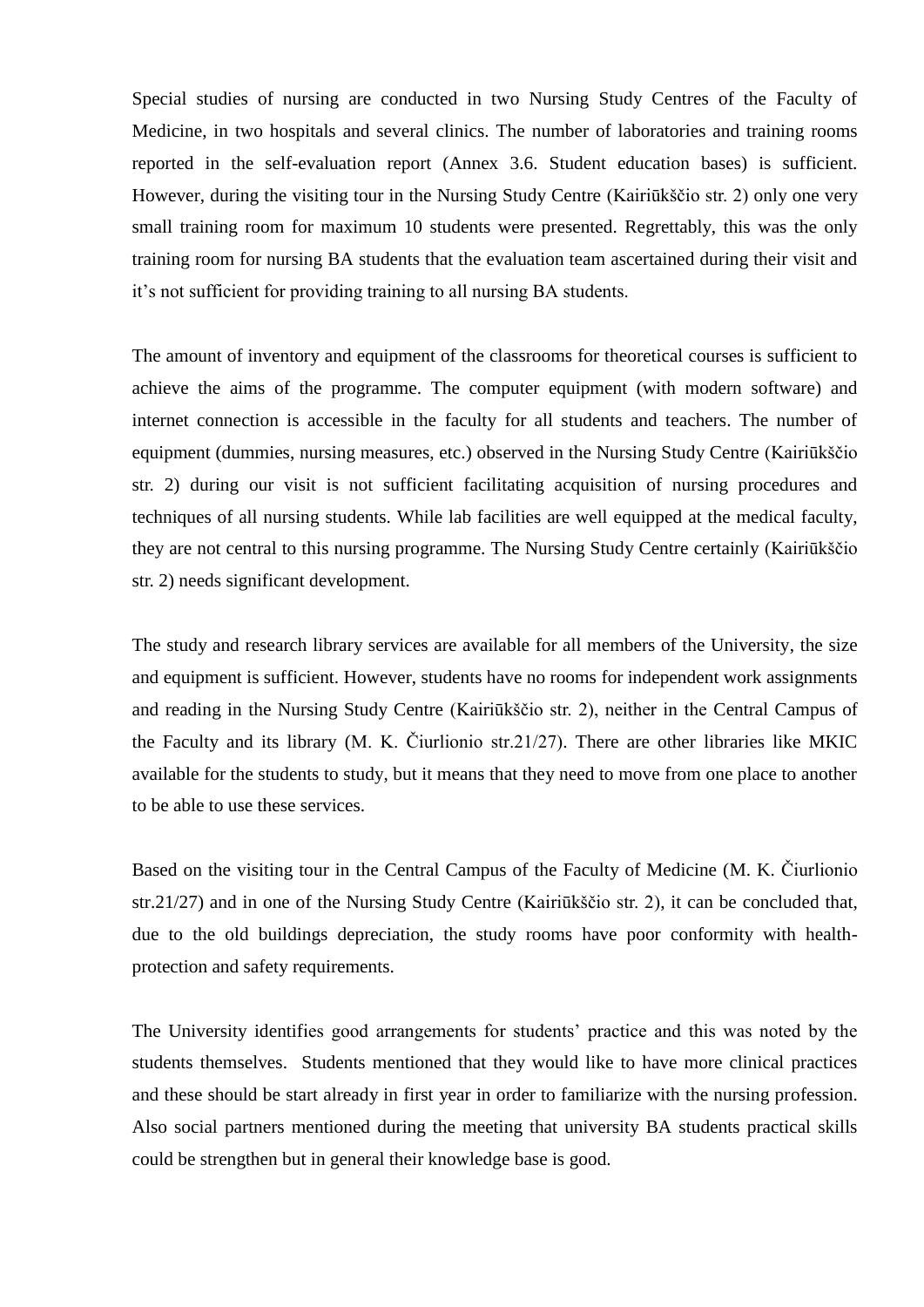Special studies of nursing are conducted in two Nursing Study Centres of the Faculty of Medicine, in two hospitals and several clinics. The number of laboratories and training rooms reported in the self-evaluation report (Annex 3.6. Student education bases) is sufficient. However, during the visiting tour in the Nursing Study Centre (Kairiūkščio str. 2) only one very small training room for maximum 10 students were presented. Regrettably, this was the only training room for nursing BA students that the evaluation team ascertained during their visit and it's not sufficient for providing training to all nursing BA students.

The amount of inventory and equipment of the classrooms for theoretical courses is sufficient to achieve the aims of the programme. The computer equipment (with modern software) and internet connection is accessible in the faculty for all students and teachers. The number of equipment (dummies, nursing measures, etc.) observed in the Nursing Study Centre (Kairiūkščio str. 2) during our visit is not sufficient facilitating acquisition of nursing procedures and techniques of all nursing students. While lab facilities are well equipped at the medical faculty, they are not central to this nursing programme. The Nursing Study Centre certainly (Kairiūkščio str. 2) needs significant development.

The study and research library services are available for all members of the University, the size and equipment is sufficient. However, students have no rooms for independent work assignments and reading in the Nursing Study Centre (Kairiūkščio str. 2), neither in the Central Campus of the Faculty and its library (M. K. Čiurlionio str.21/27). There are other libraries like MKIC available for the students to study, but it means that they need to move from one place to another to be able to use these services.

Based on the visiting tour in the Central Campus of the Faculty of Medicine (M. K. Čiurlionio str.21/27) and in one of the Nursing Study Centre (Kairiūkščio str. 2), it can be concluded that, due to the old buildings depreciation, the study rooms have poor conformity with health-protection and safety requirements.

The University identifies good arrangements for students' practice and this was noted by the students themselves. Students mentioned that they would like to have more clinical practices and these should be start already in first year in order to familiarize with the nursing profession. Also social partners mentioned during the meeting that university BA students practical skills could be strengthen but in general their knowledge base is good.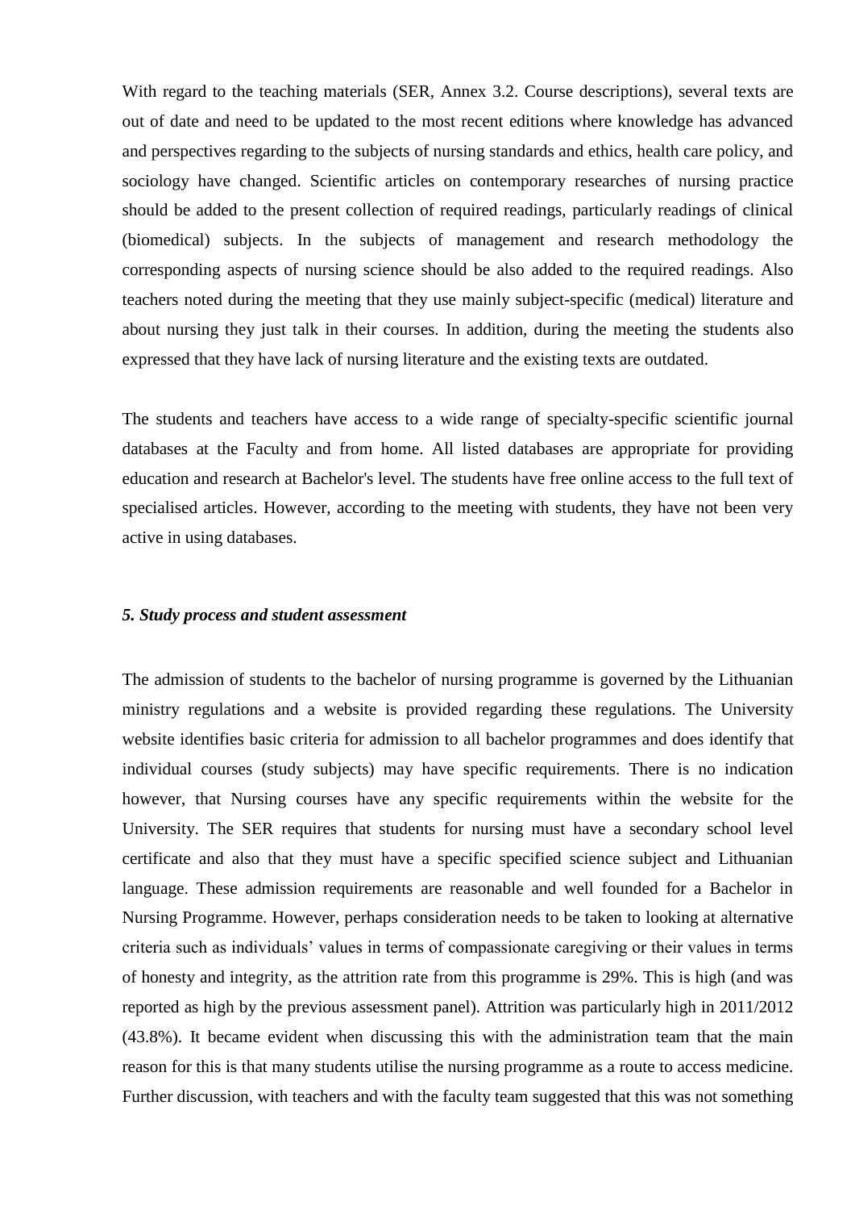With regard to the teaching materials (SER, Annex 3.2. Course descriptions), several texts are out of date and need to be updated to the most recent editions where knowledge has advanced and perspectives regarding to the subjects of nursing standards and ethics, health care policy, and sociology have changed. Scientific articles on contemporary researches of nursing practice should be added to the present collection of required readings, particularly readings of clinical (biomedical) subjects. In the subjects of management and research methodology the corresponding aspects of nursing science should be also added to the required readings. Also teachers noted during the meeting that they use mainly subject-specific (medical) literature and about nursing they just talk in their courses. In addition, during the meeting the students also expressed that they have lack of nursing literature and the existing texts are outdated.

The students and teachers have access to a wide range of specialty-specific scientific journal databases at the Faculty and from home. All listed databases are appropriate for providing education and research at Bachelor's level. The students have free online access to the full text of specialised articles. However, according to the meeting with students, they have not been very active in using databases.

### *5. Study process and student assessment*

The admission of students to the bachelor of nursing programme is governed by the Lithuanian ministry regulations and a website is provided regarding these regulations. The University website identifies basic criteria for admission to all bachelor programmes and does identify that individual courses (study subjects) may have specific requirements. There is no indication however, that Nursing courses have any specific requirements within the website for the University. The SER requires that students for nursing must have a secondary school level certificate and also that they must have a specific specified science subject and Lithuanian language. These admission requirements are reasonable and well founded for a Bachelor in Nursing Programme. However, perhaps consideration needs to be taken to looking at alternative criteria such as individuals' values in terms of compassionate caregiving or their values in terms of honesty and integrity, as the attrition rate from this programme is 29%. This is high (and was reported as high by the previous assessment panel). Attrition was particularly high in 2011/2012 (43.8%). It became evident when discussing this with the administration team that the main reason for this is that many students utilise the nursing programme as a route to access medicine. Further discussion, with teachers and with the faculty team suggested that this was not something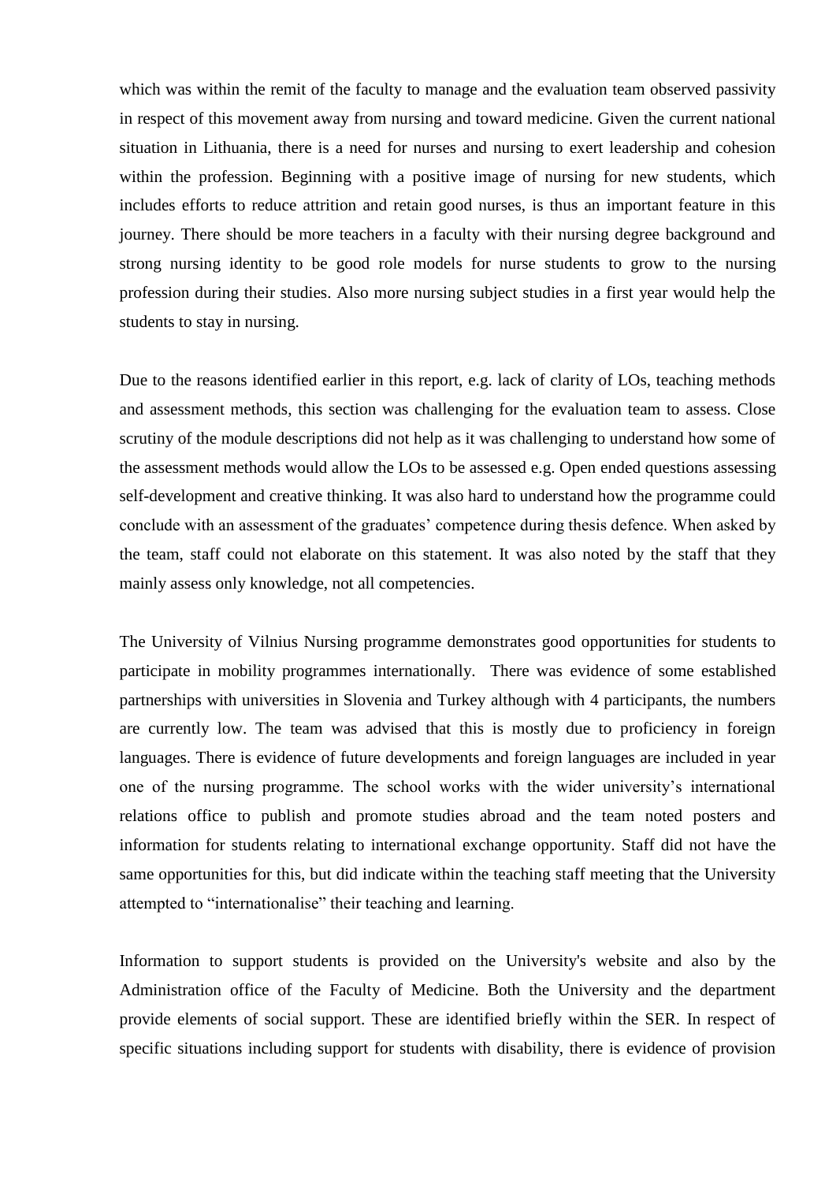which was within the remit of the faculty to manage and the evaluation team observed passivity in respect of this movement away from nursing and toward medicine. Given the current national situation in Lithuania, there is a need for nurses and nursing to exert leadership and cohesion within the profession. Beginning with a positive image of nursing for new students, which includes efforts to reduce attrition and retain good nurses, is thus an important feature in this journey. There should be more teachers in a faculty with their nursing degree background and strong nursing identity to be good role models for nurse students to grow to the nursing profession during their studies. Also more nursing subject studies in a first year would help the students to stay in nursing.

Due to the reasons identified earlier in this report, e.g. lack of clarity of LOs, teaching methods and assessment methods, this section was challenging for the evaluation team to assess. Close scrutiny of the module descriptions did not help as it was challenging to understand how some of the assessment methods would allow the LOs to be assessed e.g. Open ended questions assessing self-development and creative thinking. It was also hard to understand how the programme could conclude with an assessment of the graduates' competence during thesis defence. When asked by the team, staff could not elaborate on this statement. It was also noted by the staff that they mainly assess only knowledge, not all competencies.

The University of Vilnius Nursing programme demonstrates good opportunities for students to participate in mobility programmes internationally. There was evidence of some established partnerships with universities in Slovenia and Turkey although with 4 participants, the numbers are currently low. The team was advised that this is mostly due to proficiency in foreign languages. There is evidence of future developments and foreign languages are included in year one of the nursing programme. The school works with the wider university's international relations office to publish and promote studies abroad and the team noted posters and information for students relating to international exchange opportunity. Staff did not have the same opportunities for this, but did indicate within the teaching staff meeting that the University attempted to "internationalise" their teaching and learning.

Information to support students is provided on the University's website and also by the Administration office of the Faculty of Medicine. Both the University and the department provide elements of social support. These are identified briefly within the SER. In respect of specific situations including support for students with disability, there is evidence of provision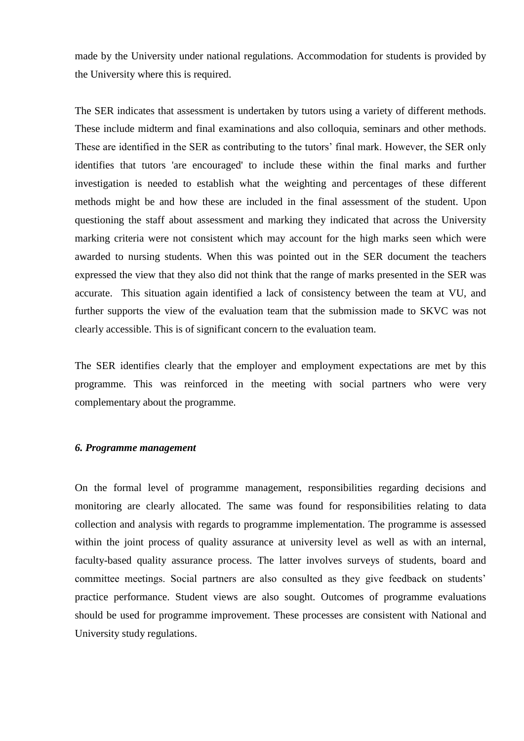made by the University under national regulations. Accommodation for students is provided by the University where this is required.

The SER indicates that assessment is undertaken by tutors using a variety of different methods. These include midterm and final examinations and also colloquia, seminars and other methods. These are identified in the SER as contributing to the tutors' final mark. However, the SER only identifies that tutors 'are encouraged' to include these within the final marks and further investigation is needed to establish what the weighting and percentages of these different methods might be and how these are included in the final assessment of the student. Upon questioning the staff about assessment and marking they indicated that across the University marking criteria were not consistent which may account for the high marks seen which were awarded to nursing students. When this was pointed out in the SER document the teachers expressed the view that they also did not think that the range of marks presented in the SER was accurate. This situation again identified a lack of consistency between the team at VU, and further supports the view of the evaluation team that the submission made to SKVC was not clearly accessible. This is of significant concern to the evaluation team.

The SER identifies clearly that the employer and employment expectations are met by this programme. This was reinforced in the meeting with social partners who were very complementary about the programme.

### *6. Programme management*

On the formal level of programme management, responsibilities regarding decisions and monitoring are clearly allocated. The same was found for responsibilities relating to data collection and analysis with regards to programme implementation. The programme is assessed within the joint process of quality assurance at university level as well as with an internal, faculty-based quality assurance process. The latter involves surveys of students, board and committee meetings. Social partners are also consulted as they give feedback on students' practice performance. Student views are also sought. Outcomes of programme evaluations should be used for programme improvement. These processes are consistent with National and University study regulations.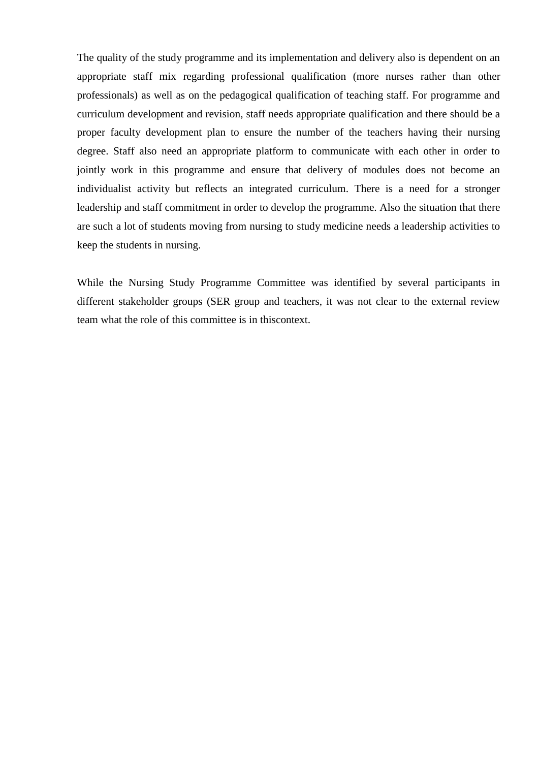The quality of the study programme and its implementation and delivery also is dependent on an appropriate staff mix regarding professional qualification (more nurses rather than other professionals) as well as on the pedagogical qualification of teaching staff. For programme and curriculum development and revision, staff needs appropriate qualification and there should be a proper faculty development plan to ensure the number of the teachers having their nursing degree. Staff also need an appropriate platform to communicate with each other in order to jointly work in this programme and ensure that delivery of modules does not become an individualist activity but reflects an integrated curriculum. There is a need for a stronger leadership and staff commitment in order to develop the programme. Also the situation that there are such a lot of students moving from nursing to study medicine needs a leadership activities to keep the students in nursing.

While the Nursing Study Programme Committee was identified by several participants in different stakeholder groups (SER group and teachers, it was not clear to the external review team what the role of this committee is in thiscontext.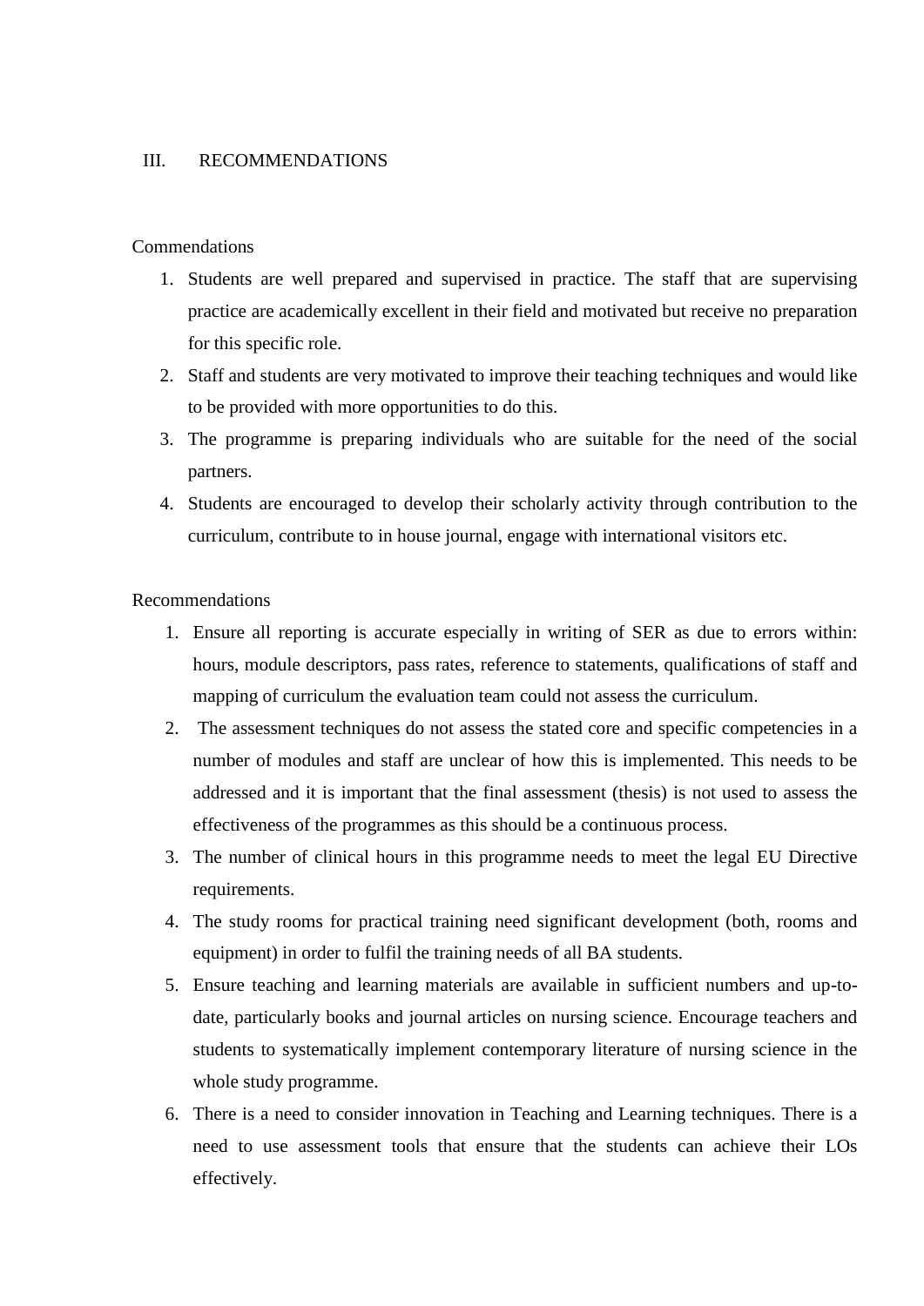## III. RECOMMENDATIONS

Commendations

1. Students are well prepared and supervised in practice. The staff that are supervising practice are academically excellent in their field and motivated but receive no preparation for this specific role.
2. Staff and students are very motivated to improve their teaching techniques and would like to be provided with more opportunities to do this.
3. The programme is preparing individuals who are suitable for the need of the social partners.
4. Students are encouraged to develop their scholarly activity through contribution to the curriculum, contribute to in house journal, engage with international visitors etc.

Recommendations

1. Ensure all reporting is accurate especially in writing of SER as due to errors within: hours, module descriptors, pass rates, reference to statements, qualifications of staff and mapping of curriculum the evaluation team could not assess the curriculum.
2. The assessment techniques do not assess the stated core and specific competencies in a number of modules and staff are unclear of how this is implemented. This needs to be addressed and it is important that the final assessment (thesis) is not used to assess the effectiveness of the programmes as this should be a continuous process.
3. The number of clinical hours in this programme needs to meet the legal EU Directive requirements.
4. The study rooms for practical training need significant development (both, rooms and equipment) in order to fulfil the training needs of all BA students.
5. Ensure teaching and learning materials are available in sufficient numbers and up-to-date, particularly books and journal articles on nursing science. Encourage teachers and students to systematically implement contemporary literature of nursing science in the whole study programme.
6. There is a need to consider innovation in Teaching and Learning techniques. There is a need to use assessment tools that ensure that the students can achieve their LOs effectively.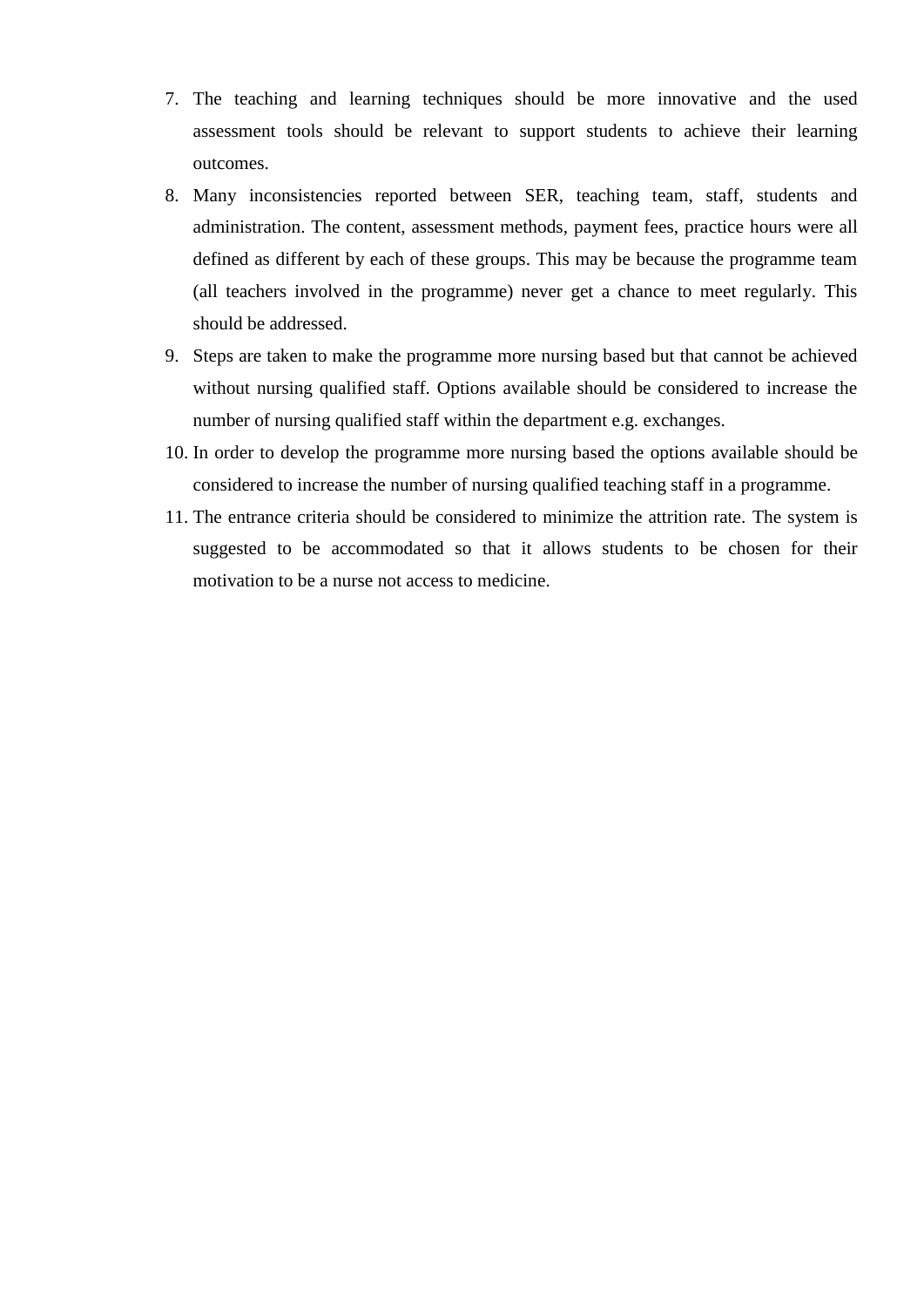7. The teaching and learning techniques should be more innovative and the used assessment tools should be relevant to support students to achieve their learning outcomes.
8. Many inconsistencies reported between SER, teaching team, staff, students and administration. The content, assessment methods, payment fees, practice hours were all defined as different by each of these groups. This may be because the programme team (all teachers involved in the programme) never get a chance to meet regularly. This should be addressed.
9. Steps are taken to make the programme more nursing based but that cannot be achieved without nursing qualified staff. Options available should be considered to increase the number of nursing qualified staff within the department e.g. exchanges.
10. In order to develop the programme more nursing based the options available should be considered to increase the number of nursing qualified teaching staff in a programme.
11. The entrance criteria should be considered to minimize the attrition rate. The system is suggested to be accommodated so that it allows students to be chosen for their motivation to be a nurse not access to medicine.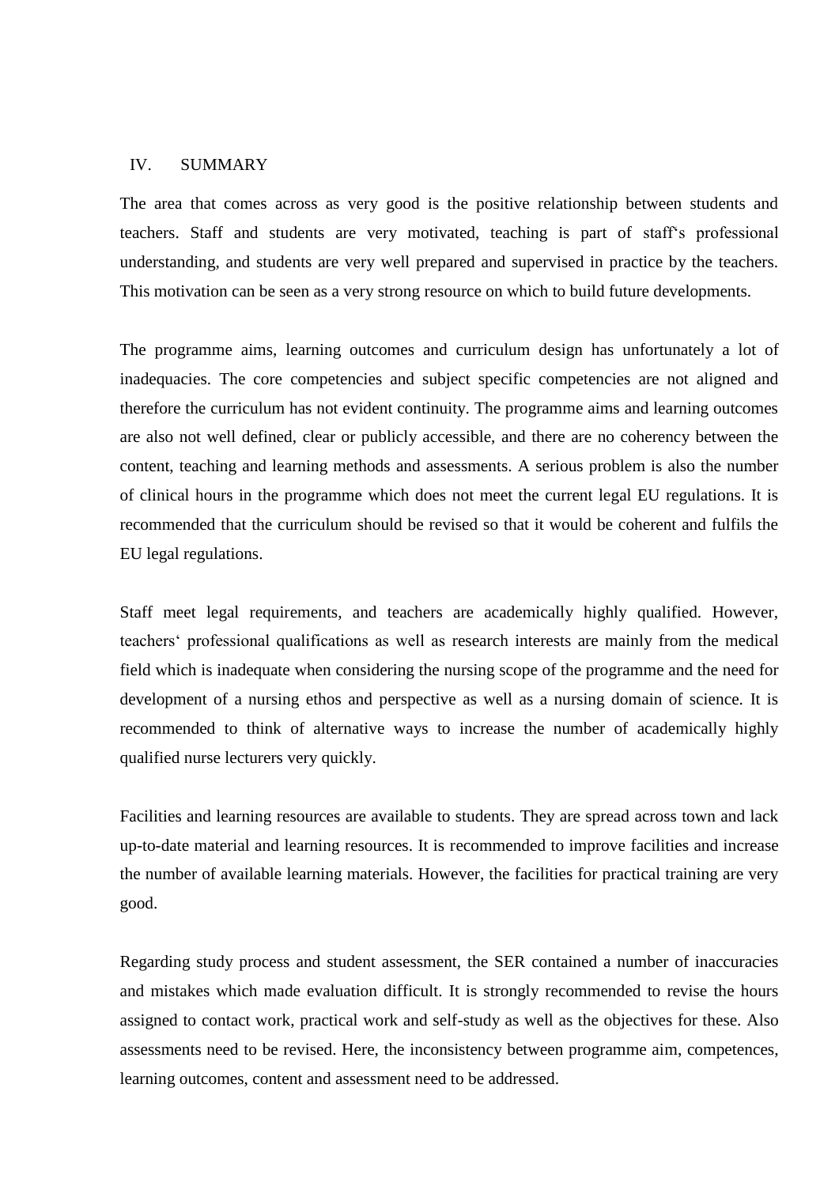## IV. SUMMARY

The area that comes across as very good is the positive relationship between students and teachers. Staff and students are very motivated, teaching is part of staff's professional understanding, and students are very well prepared and supervised in practice by the teachers. This motivation can be seen as a very strong resource on which to build future developments.

The programme aims, learning outcomes and curriculum design has unfortunately a lot of inadequacies. The core competencies and subject specific competencies are not aligned and therefore the curriculum has not evident continuity. The programme aims and learning outcomes are also not well defined, clear or publicly accessible, and there are no coherency between the content, teaching and learning methods and assessments. A serious problem is also the number of clinical hours in the programme which does not meet the current legal EU regulations. It is recommended that the curriculum should be revised so that it would be coherent and fulfils the EU legal regulations.

Staff meet legal requirements, and teachers are academically highly qualified. However, teachers' professional qualifications as well as research interests are mainly from the medical field which is inadequate when considering the nursing scope of the programme and the need for development of a nursing ethos and perspective as well as a nursing domain of science. It is recommended to think of alternative ways to increase the number of academically highly qualified nurse lecturers very quickly.

Facilities and learning resources are available to students. They are spread across town and lack up-to-date material and learning resources. It is recommended to improve facilities and increase the number of available learning materials. However, the facilities for practical training are very good.

Regarding study process and student assessment, the SER contained a number of inaccuracies and mistakes which made evaluation difficult. It is strongly recommended to revise the hours assigned to contact work, practical work and self-study as well as the objectives for these. Also assessments need to be revised. Here, the inconsistency between programme aim, competences, learning outcomes, content and assessment need to be addressed.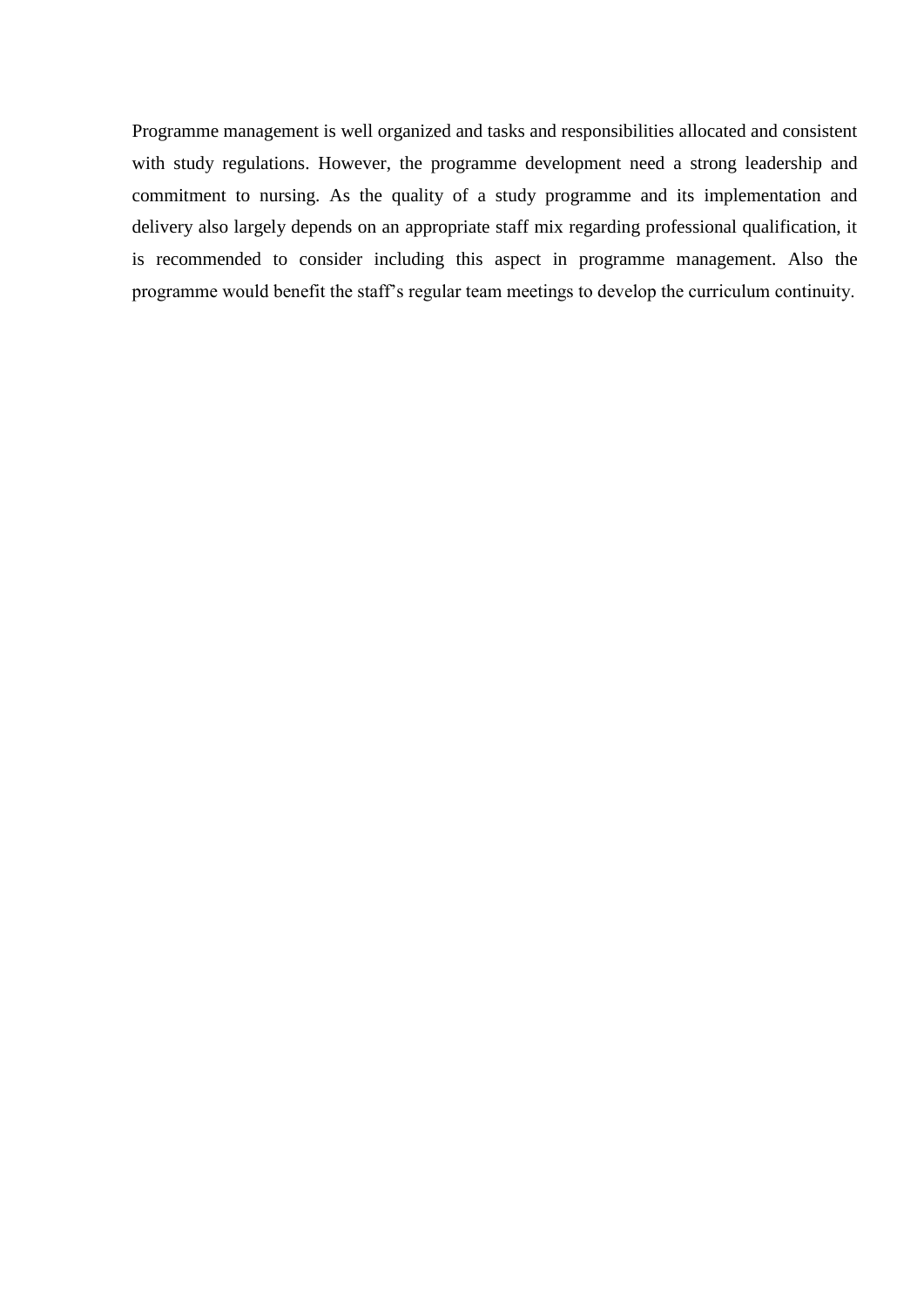Programme management is well organized and tasks and responsibilities allocated and consistent with study regulations. However, the programme development need a strong leadership and commitment to nursing. As the quality of a study programme and its implementation and delivery also largely depends on an appropriate staff mix regarding professional qualification, it is recommended to consider including this aspect in programme management. Also the programme would benefit the staff's regular team meetings to develop the curriculum continuity.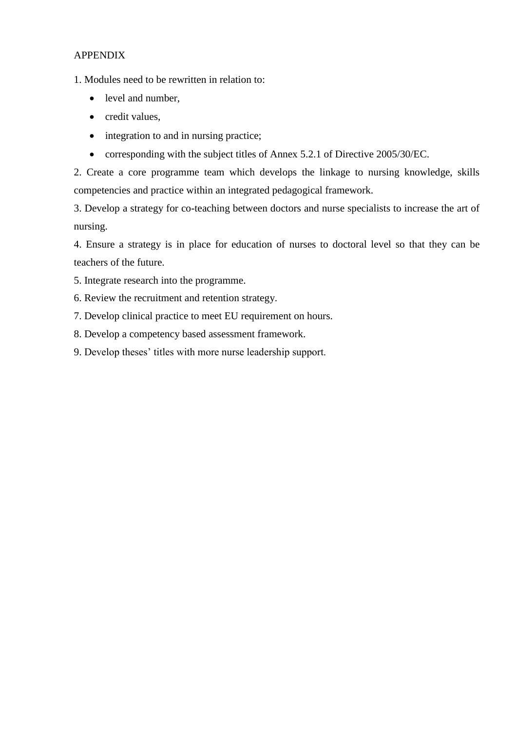APPENDIX

1. Modules need to be rewritten in relation to:

- level and number,
- credit values,
- integration to and in nursing practice;
- corresponding with the subject titles of Annex 5.2.1 of Directive 2005/30/EC.

2. Create a core programme team which develops the linkage to nursing knowledge, skills competencies and practice within an integrated pedagogical framework.

3. Develop a strategy for co-teaching between doctors and nurse specialists to increase the art of nursing.

4. Ensure a strategy is in place for education of nurses to doctoral level so that they can be teachers of the future.

5. Integrate research into the programme.

6. Review the recruitment and retention strategy.

7. Develop clinical practice to meet EU requirement on hours.

8. Develop a competency based assessment framework.

9. Develop theses' titles with more nurse leadership support.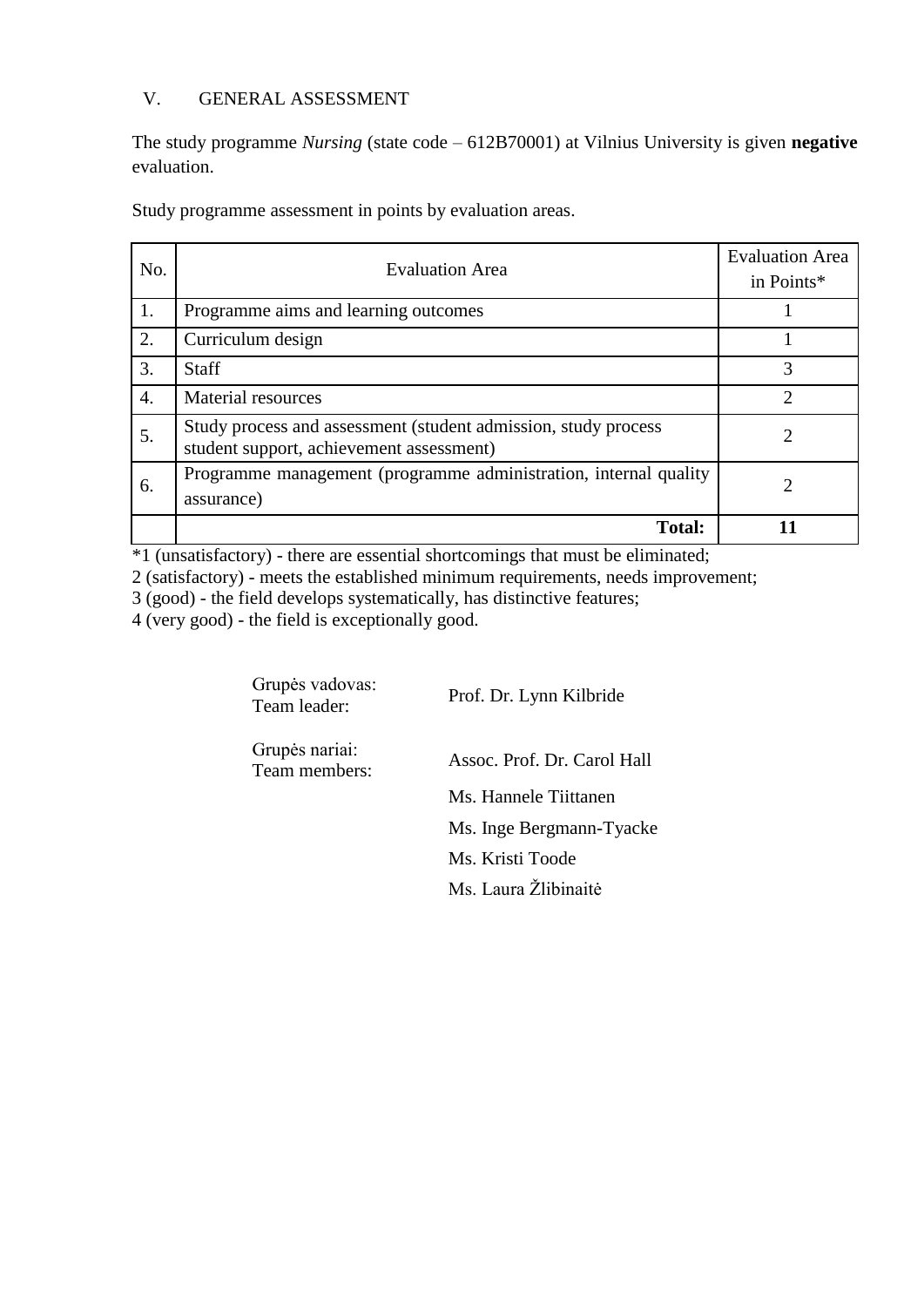## V. GENERAL ASSESSMENT

The study programme *Nursing* (state code – 612B70001) at Vilnius University is given **negative** evaluation.

Study programme assessment in points by evaluation areas.

| No. | Evaluation Area | Evaluation Area in Points* |
|---|---|---|
| 1. | Programme aims and learning outcomes | 1 |
| 2. | Curriculum design | 1 |
| 3. | Staff | 3 |
| 4. | Material resources | 2 |
| 5. | Study process and assessment (student admission, study process student support, achievement assessment) | 2 |
| 6. | Programme management (programme administration, internal quality assurance) | 2 |
| | **Total:** | **11** |

*1 (unsatisfactory) - there are essential shortcomings that must be eliminated;
2 (satisfactory) - meets the established minimum requirements, needs improvement;
3 (good) - the field develops systematically, has distinctive features;
4 (very good) - the field is exceptionally good.

| | |
|---|---|
| Grupės vadovas: Team leader: | Prof. Dr. Lynn Kilbride |
| Grupės nariai: Team members: | Assoc. Prof. Dr. Carol Hall |
| | Ms. Hannele Tiittanen |
| | Ms. Inge Bergmann-Tyacke |
| | Ms. Kristi Toode |
| | Ms. Laura Žlibinaitė |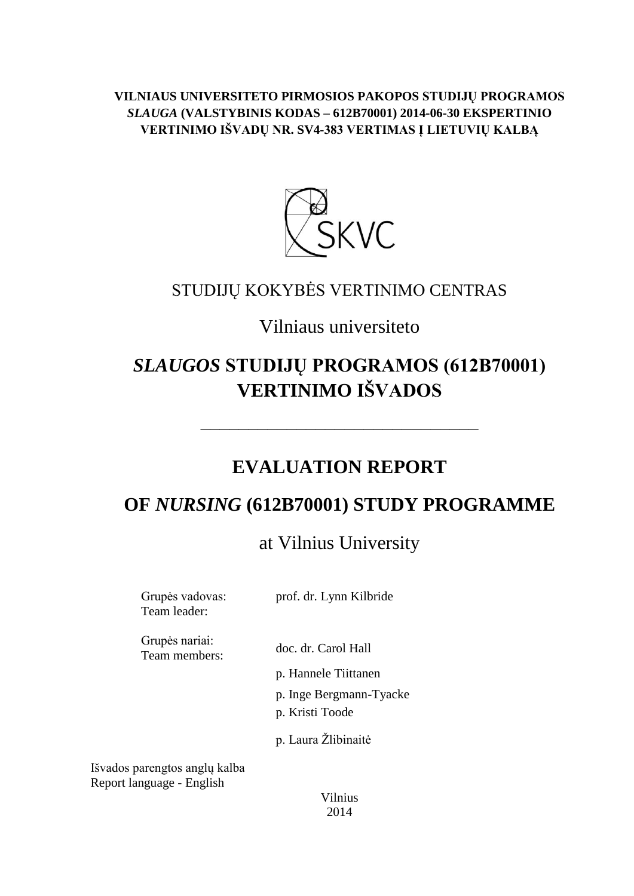**VILNIAUS UNIVERSITETO PIRMOSIOS PAKOPOS STUDIJŲ PROGRAMOS *SLAUGA* (VALSTYBINIS KODAS – 612B70001) 2014-06-30 EKSPERTINIO VERTINIMO IŠVADŲ NR. SV4-383 VERTIMAS Į LIETUVIŲ KALBĄ**

STUDIJŲ KOKYBĖS VERTINIMO CENTRAS

Vilniaus universiteto

# *SLAUGOS* STUDIJŲ PROGRAMOS (612B70001) VERTINIMO IŠVADOS

---

# EVALUATION REPORT

# OF *NURSING* (612B70001) STUDY PROGRAMME

at Vilnius University

Grupės vadovas:
Team leader: prof. dr. Lynn Kilbride

Grupės nariai:
Team members: doc. dr. Carol Hall

p. Hannele Tiittanen

p. Inge Bergmann-Tyacke

p. Kristi Toode

p. Laura Žlibinaitė

Išvados parengtos anglų kalba
Report language - English

Vilnius
2014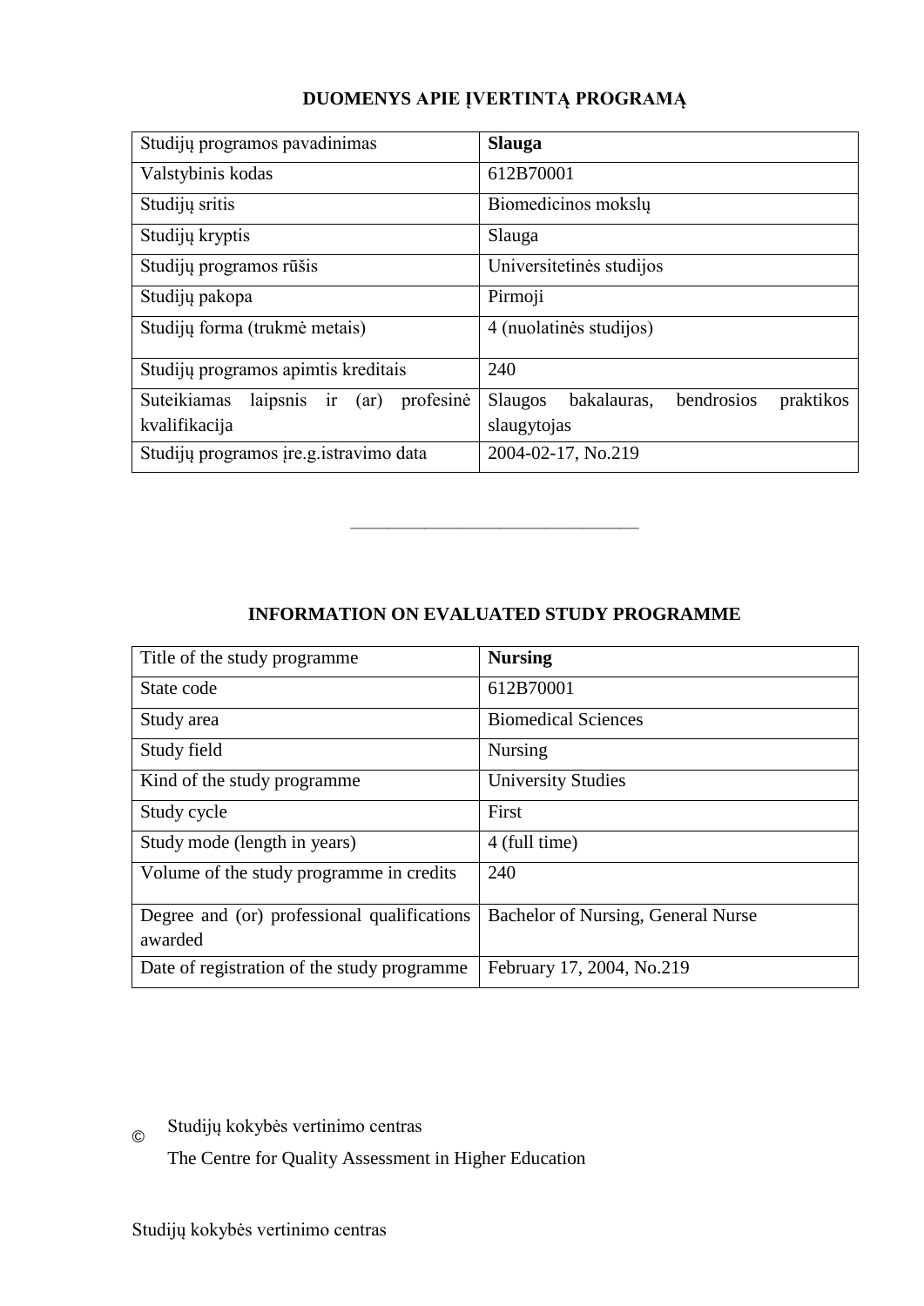## DUOMENYS APIE ĮVERTINTĄ PROGRAMĄ

| Studijų programos pavadinimas | **Slauga** |
|---|---|
| Valstybinis kodas | 612B70001 |
| Studijų sritis | Biomedicinos mokslų |
| Studijų kryptis | Slauga |
| Studijų programos rūšis | Universitetinės studijos |
| Studijų pakopa | Pirmoji |
| Studijų forma (trukmė metais) | 4 (nuolatinės studijos) |
| Studijų programos apimtis kreditais | 240 |
| Suteikiamas laipsnis ir (ar) profesinė kvalifikacija | Slaugos bakalauras, bendrosios praktikos slaugytojas |
| Studijų programos įre.g.istravimo data | 2004-02-17, No.219 |

———————————————

## INFORMATION ON EVALUATED STUDY PROGRAMME

| Title of the study programme | **Nursing** |
|---|---|
| State code | 612B70001 |
| Study area | Biomedical Sciences |
| Study field | Nursing |
| Kind of the study programme | University Studies |
| Study cycle | First |
| Study mode (length in years) | 4 (full time) |
| Volume of the study programme in credits | 240 |
| Degree and (or) professional qualifications awarded | Bachelor of Nursing, General Nurse |
| Date of registration of the study programme | February 17, 2004, No.219 |

© Studijų kokybės vertinimo centras
The Centre for Quality Assessment in Higher Education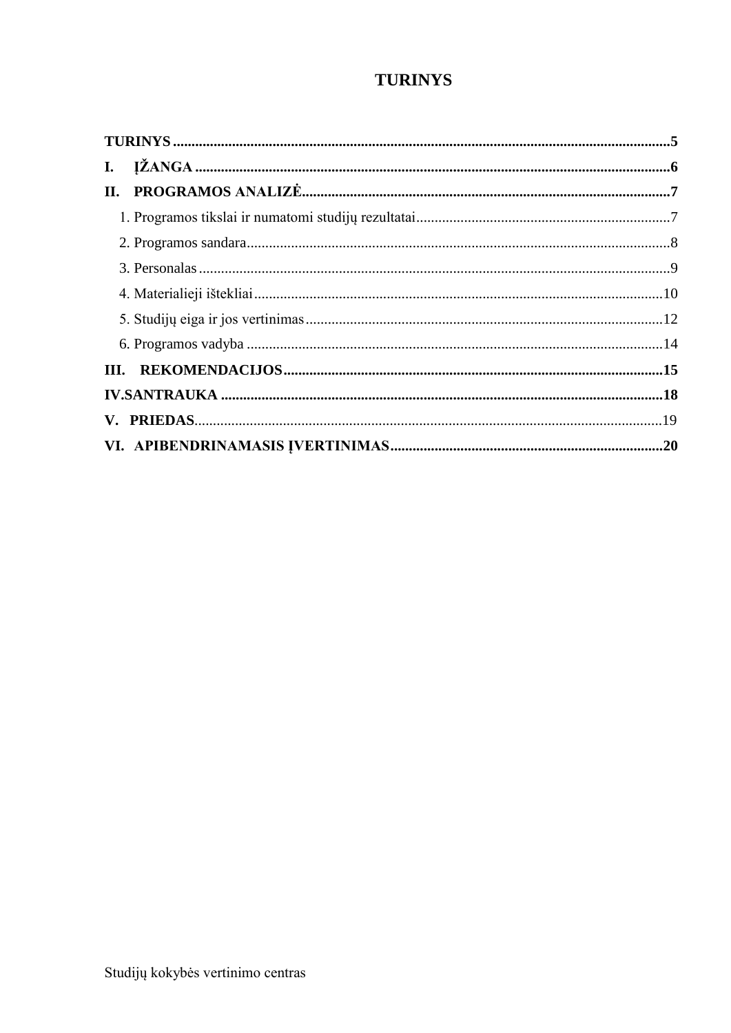# TURINYS

**TURINYS** .......................................................................................................................................**5**

**I. ĮŽANGA** .................................................................................................................................**6**

**II. PROGRAMOS ANALIZĖ**....................................................................................................**7**

1. Programos tikslai ir numatomi studijų rezultatai.....................................................................7

2. Programos sandara..................................................................................................................8

3. Personalas...............................................................................................................................9

4. Materialieji ištekliai...............................................................................................................10

5. Studijų eiga ir jos vertinimas.................................................................................................12

6. Programos vadyba .................................................................................................................14

**III. REKOMENDACIJOS**.......................................................................................................**15**

**IV.SANTRAUKA** ........................................................................................................................**18**

**V. PRIEDAS**..............................................................................................................................19

**VI. APIBENDRINAMASIS ĮVERTINIMAS**..........................................................................**20**

Studijų kokybės vertinimo centras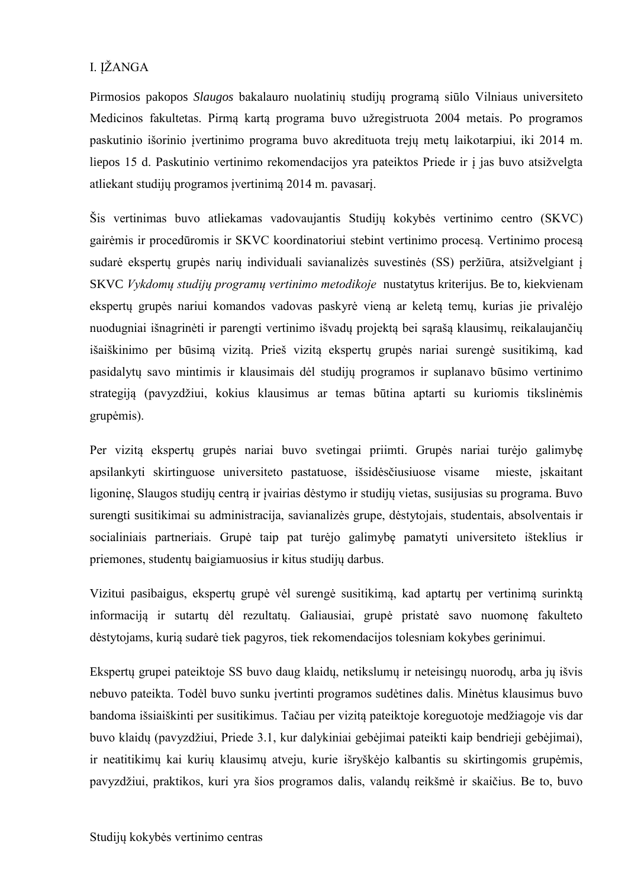# I. ĮŽANGA

Pirmosios pakopos *Slaugos* bakalauro nuolatinių studijų programą siūlo Vilniaus universiteto Medicinos fakultetas. Pirmą kartą programa buvo užregistruota 2004 metais. Po programos paskutinio išorinio įvertinimo programa buvo akredituota trejų metų laikotarpiui, iki 2014 m. liepos 15 d. Paskutinio vertinimo rekomendacijos yra pateiktos Priede ir į jas buvo atsižvelgta atliekant studijų programos įvertinimą 2014 m. pavasarį.

Šis vertinimas buvo atliekamas vadovaujantis Studijų kokybės vertinimo centro (SKVC) gairėmis ir procedūromis ir SKVC koordinatoriui stebint vertinimo procesą. Vertinimo procesą sudarė ekspertų grupės narių individuali savianalizės suvestinės (SS) peržiūra, atsižvelgiant į SKVC *Vykdomų studijų programų vertinimo metodikoje* nustatytus kriterijus. Be to, kiekvienam ekspertų grupės nariui komandos vadovas paskyrė vieną ar keletą temų, kurias jie privalėjo nuodugniai išnagrinėti ir parengti vertinimo išvadų projektą bei sąrašą klausimų, reikalaujančių išaiškinimo per būsimą vizitą. Prieš vizitą ekspertų grupės nariai surengė susitikimą, kad pasidalytų savo mintimis ir klausimais dėl studijų programos ir suplanavo būsimo vertinimo strategiją (pavyzdžiui, kokius klausimus ar temas būtina aptarti su kuriomis tikslinėmis grupėmis).

Per vizitą ekspertų grupės nariai buvo svetingai priimti. Grupės nariai turėjo galimybę apsilankyti skirtinguose universiteto pastatuose, išsidėsčiusiuose visame mieste, įskaitant ligoninę, Slaugos studijų centrą ir įvairias dėstymo ir studijų vietas, susijusias su programa. Buvo surengti susitikimai su administracija, savianalizės grupe, dėstytojais, studentais, absolventais ir socialiniais partneriais. Grupė taip pat turėjo galimybę pamatyti universiteto išteklius ir priemones, studentų baigiamuosius ir kitus studijų darbus.

Vizitui pasibaigus, ekspertų grupė vėl surengė susitikimą, kad aptartų per vertinimą surinktą informaciją ir sutartų dėl rezultatų. Galiausiai, grupė pristatė savo nuomonę fakulteto dėstytojams, kurią sudarė tiek pagyros, tiek rekomendacijos tolesniam kokybes gerinimui.

Ekspertų grupei pateiktoje SS buvo daug klaidų, netikslumų ir neteisingų nuorodų, arba jų išvis nebuvo pateikta. Todėl buvo sunku įvertinti programos sudėtines dalis. Minėtus klausimus buvo bandoma išsiaiškinti per susitikimus. Tačiau per vizitą pateiktoje koreguotoje medžiagoje vis dar buvo klaidų (pavyzdžiui, Priede 3.1, kur dalykiniai gebėjimai pateikti kaip bendrieji gebėjimai), ir neatitikimų kai kurių klausimų atveju, kurie išryškėjo kalbantis su skirtingomis grupėmis, pavyzdžiui, praktikos, kuri yra šios programos dalis, valandų reikšmė ir skaičius. Be to, buvo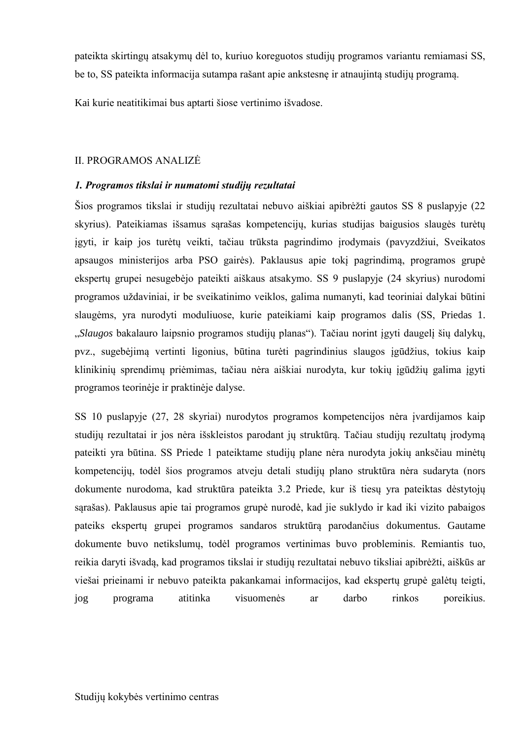pateikta skirtingų atsakymų dėl to, kuriuo koreguotos studijų programos variantu remiamasi SS, be to, SS pateikta informacija sutampa rašant apie ankstesnę ir atnaujintą studijų programą.

Kai kurie neatitikimai bus aptarti šiose vertinimo išvadose.

## II. PROGRAMOS ANALIZĖ

### *1. Programos tikslai ir numatomi studijų rezultatai*

Šios programos tikslai ir studijų rezultatai nebuvo aiškiai apibrėžti gautos SS 8 puslapyje (22 skyrius). Pateikiamas išsamus sąrašas kompetencijų, kurias studijas baigusios slaugės turėtų įgyti, ir kaip jos turėtų veikti, tačiau trūksta pagrindimo įrodymais (pavyzdžiui, Sveikatos apsaugos ministerijos arba PSO gairės). Paklausus apie tokį pagrindimą, programos grupė ekspertų grupei nesugebėjo pateikti aiškaus atsakymo. SS 9 puslapyje (24 skyrius) nurodomi programos uždaviniai, ir be sveikatinimo veiklos, galima numanyti, kad teoriniai dalykai būtini slaugėms, yra nurodyti moduliuose, kurie pateikiami kaip programos dalis (SS, Priedas 1. „*Slaugos* bakalauro laipsnio programos studijų planas“). Tačiau norint įgyti daugelį šių dalykų, pvz., sugebėjimą vertinti ligonius, būtina turėti pagrindinius slaugos įgūdžius, tokius kaip klinikinių sprendimų priėmimas, tačiau nėra aiškiai nurodyta, kur tokių įgūdžių galima įgyti programos teorinėje ir praktinėje dalyse.

SS 10 puslapyje (27, 28 skyriai) nurodytos programos kompetencijos nėra įvardijamos kaip studijų rezultatai ir jos nėra išskleistos parodant jų struktūrą. Tačiau studijų rezultatų įrodymą pateikti yra būtina. SS Priede 1 pateiktame studijų plane nėra nurodyta jokių anksčiau minėtų kompetencijų, todėl šios programos atveju detali studijų plano struktūra nėra sudaryta (nors dokumente nurodoma, kad struktūra pateikta 3.2 Priede, kur iš tiesų yra pateiktas dėstytojų sąrašas). Paklausus apie tai programos grupė nurodė, kad jie suklydo ir kad iki vizito pabaigos pateiks ekspertų grupei programos sandaros struktūrą parodančius dokumentus. Gautame dokumente buvo netikslumų, todėl programos vertinimas buvo probleminis. Remiantis tuo, reikia daryti išvadą, kad programos tikslai ir studijų rezultatai nebuvo tiksliai apibrėžti, aiškūs ar viešai prieinami ir nebuvo pateikta pakankamai informacijos, kad ekspertų grupė galėtų teigti, jog programa atitinka visuomenės ar darbo rinkos poreikius.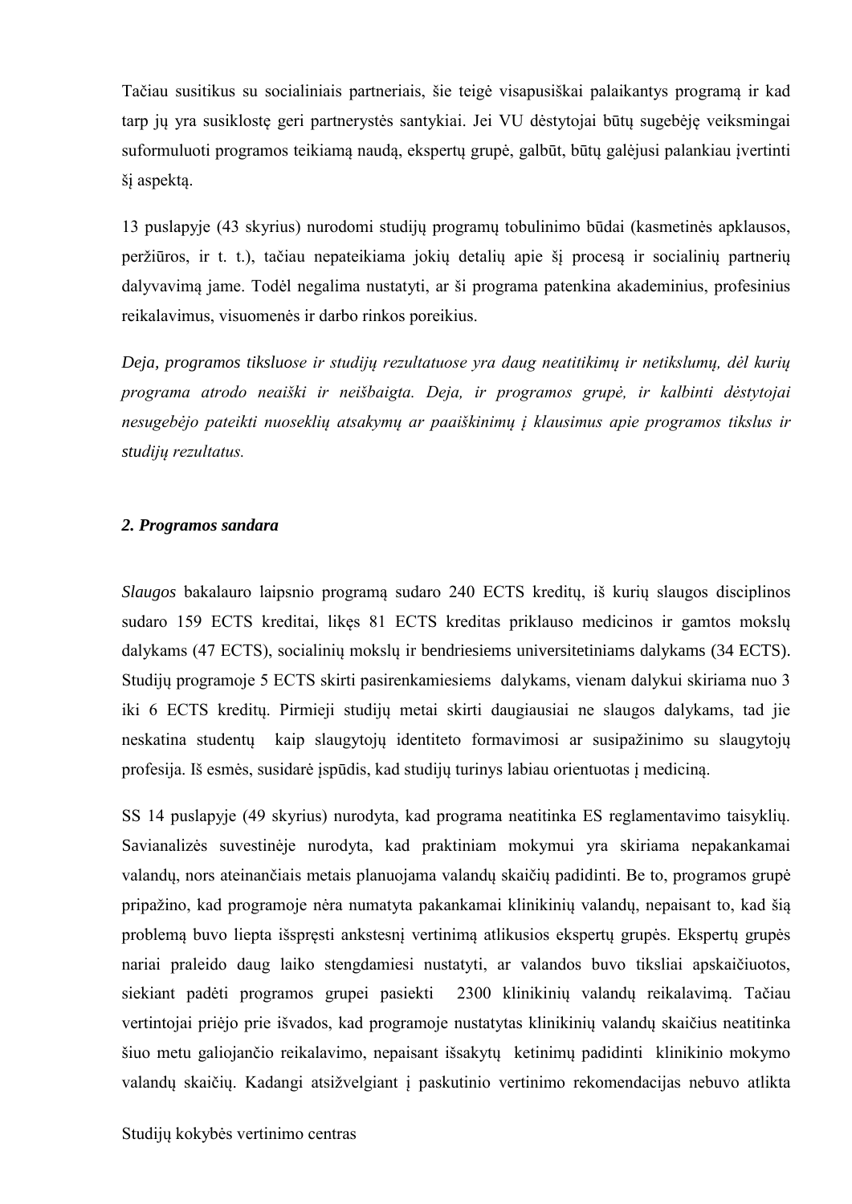Tačiau susitikus su socialiniais partneriais, šie teigė visapusiškai palaikantys programą ir kad tarp jų yra susiklostę geri partnerystės santykiai. Jei VU dėstytojai būtų sugebėję veiksmingai suformuluoti programos teikiamą naudą, ekspertų grupė, galbūt, būtų galėjusi palankiau įvertinti šį aspektą.

13 puslapyje (43 skyrius) nurodomi studijų programų tobulinimo būdai (kasmetinės apklausos, peržiūros, ir t. t.), tačiau nepateikiama jokių detalių apie šį procesą ir socialinių partnerių dalyvavimą jame. Todėl negalima nustatyti, ar ši programa patenkina akademinius, profesinius reikalavimus, visuomenės ir darbo rinkos poreikius.

*Deja, programos tiksluose ir studijų rezultatuose yra daug neatitikimų ir netikslumų, dėl kurių programa atrodo neaiški ir neišbaigta. Deja, ir programos grupė, ir kalbinti dėstytojai nesugebėjo pateikti nuoseklių atsakymų ar paaiškinimų į klausimus apie programos tikslus ir studijų rezultatus.*

### *2. Programos sandara*

*Slaugos* bakalauro laipsnio programą sudaro 240 ECTS kreditų, iš kurių slaugos disciplinos sudaro 159 ECTS kreditai, likęs 81 ECTS kreditas priklauso medicinos ir gamtos mokslų dalykams (47 ECTS), socialinių mokslų ir bendriesiems universitetiniams dalykams (34 ECTS). Studijų programoje 5 ECTS skirti pasirenkamiesiems dalykams, vienam dalykui skiriama nuo 3 iki 6 ECTS kreditų. Pirmieji studijų metai skirti daugiausiai ne slaugos dalykams, tad jie neskatina studentų kaip slaugytojų identiteto formavimosi ar susipažinimo su slaugytojų profesija. Iš esmės, susidarė įspūdis, kad studijų turinys labiau orientuotas į mediciną.

SS 14 puslapyje (49 skyrius) nurodyta, kad programa neatitinka ES reglamentavimo taisyklių. Savianalizės suvestinėje nurodyta, kad praktiniam mokymui yra skiriama nepakankamai valandų, nors ateinančiais metais planuojama valandų skaičių padidinti. Be to, programos grupė pripažino, kad programoje nėra numatyta pakankamai klinikinių valandų, nepaisant to, kad šią problemą buvo liepta išspręsti ankstesnį vertinimą atlikusios ekspertų grupės. Ekspertų grupės nariai praleido daug laiko stengdamiesi nustatyti, ar valandos buvo tiksliai apskaičiuotos, siekiant padėti programos grupei pasiekti 2300 klinikinių valandų reikalavimą. Tačiau vertintojai priėjo prie išvados, kad programoje nustatytas klinikinių valandų skaičius neatitinka šiuo metu galiojančio reikalavimo, nepaisant išsakytų ketinimų padidinti klinikinio mokymo valandų skaičių. Kadangi atsižvelgiant į paskutinio vertinimo rekomendacijas nebuvo atlikta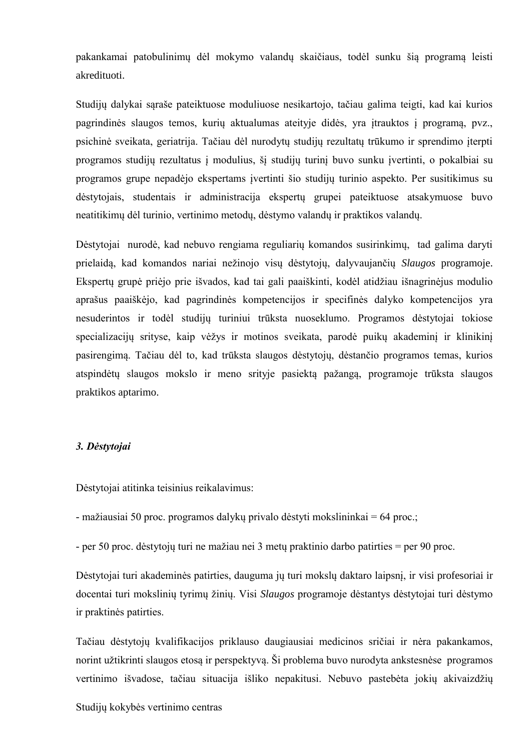pakankamai patobulinimų dėl mokymo valandų skaičiaus, todėl sunku šią programą leisti akredituoti.

Studijų dalykai sąraše pateiktuose moduliuose nesikartojo, tačiau galima teigti, kad kai kurios pagrindinės slaugos temos, kurių aktualumas ateityje didės, yra įtrauktos į programą, pvz., psichinė sveikata, geriatrija. Tačiau dėl nurodytų studijų rezultatų trūkumo ir sprendimo įterpti programos studijų rezultatus į modulius, šį studijų turinį buvo sunku įvertinti, o pokalbiai su programos grupe nepadėjo ekspertams įvertinti šio studijų turinio aspekto. Per susitikimus su dėstytojais, studentais ir administracija ekspertų grupei pateiktuose atsakymuose buvo neatitikimų dėl turinio, vertinimo metodų, dėstymo valandų ir praktikos valandų.

Dėstytojai nurodė, kad nebuvo rengiama reguliarių komandos susirinkimų, tad galima daryti prielaidą, kad komandos nariai nežinojo visų dėstytojų, dalyvaujančių *Slaugos* programoje. Ekspertų grupė priėjo prie išvados, kad tai gali paaiškinti, kodėl atidžiau išnagrinėjus modulio aprašus paaiškėjo, kad pagrindinės kompetencijos ir specifinės dalyko kompetencijos yra nesuderintos ir todėl studijų turiniui trūksta nuoseklumo. Programos dėstytojai tokiose specializacijų srityse, kaip vėžys ir motinos sveikata, parodė puikų akademinį ir klinikinį pasirengimą. Tačiau dėl to, kad trūksta slaugos dėstytojų, dėstančio programos temas, kurios atspindėtų slaugos mokslo ir meno srityje pasiektą pažangą, programoje trūksta slaugos praktikos aptarimo.

### *3. Dėstytojai*

Dėstytojai atitinka teisinius reikalavimus:

- mažiausiai 50 proc. programos dalykų privalo dėstyti mokslininkai = 64 proc.;

- per 50 proc. dėstytojų turi ne mažiau nei 3 metų praktinio darbo patirties = per 90 proc.

Dėstytojai turi akademinės patirties, dauguma jų turi mokslų daktaro laipsnį, ir visi profesoriai ir docentai turi mokslinių tyrimų žinių. Visi *Slaugos* programoje dėstantys dėstytojai turi dėstymo ir praktinės patirties.

Tačiau dėstytojų kvalifikacijos priklauso daugiausiai medicinos sričiai ir nėra pakankamos, norint užtikrinti slaugos etosą ir perspektyvą. Ši problema buvo nurodyta ankstesnėse programos vertinimo išvadose, tačiau situacija išliko nepakitusi. Nebuvo pastebėta jokių akivaizdžių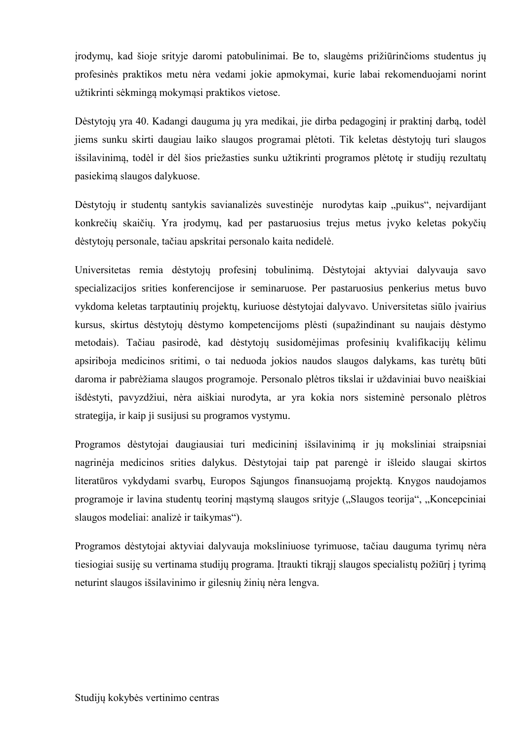įrodymų, kad šioje srityje daromi patobulinimai. Be to, slaugėms prižiūrinčioms studentus jų profesinės praktikos metu nėra vedami jokie apmokymai, kurie labai rekomenduojami norint užtikrinti sėkmingą mokymąsi praktikos vietose.

Dėstytojų yra 40. Kadangi dauguma jų yra medikai, jie dirba pedagoginį ir praktinį darbą, todėl jiems sunku skirti daugiau laiko slaugos programai plėtoti. Tik keletas dėstytojų turi slaugos išsilavinimą, todėl ir dėl šios priežasties sunku užtikrinti programos plėtotę ir studijų rezultatų pasiekimą slaugos dalykuose.

Dėstytojų ir studentų santykis savianalizės suvestinėje nurodytas kaip „puikus“, neįvardijant konkrečių skaičių. Yra įrodymų, kad per pastaruosius trejus metus įvyko keletas pokyčių dėstytojų personale, tačiau apskritai personalo kaita nedidelė.

Universitetas remia dėstytojų profesinį tobulinimą. Dėstytojai aktyviai dalyvauja savo specializacijos srities konferencijose ir seminaruose. Per pastaruosius penkerius metus buvo vykdoma keletas tarptautinių projektų, kuriuose dėstytojai dalyvavo. Universitetas siūlo įvairius kursus, skirtus dėstytojų dėstymo kompetencijoms plėsti (supažindinant su naujais dėstymo metodais). Tačiau pasirodė, kad dėstytojų susidomėjimas profesinių kvalifikacijų kėlimu apsiriboja medicinos sritimi, o tai neduoda jokios naudos slaugos dalykams, kas turėtų būti daroma ir pabrėžiama slaugos programoje. Personalo plėtros tikslai ir uždaviniai buvo neaiškiai išdėstyti, pavyzdžiui, nėra aiškiai nurodyta, ar yra kokia nors sisteminė personalo plėtros strategija, ir kaip ji susijusi su programos vystymu.

Programos dėstytojai daugiausiai turi medicininį išsilavinimą ir jų moksliniai straipsniai nagrinėja medicinos srities dalykus. Dėstytojai taip pat parengė ir išleido slaugai skirtos literatūros vykdydami svarbų, Europos Sąjungos finansuojamą projektą. Knygos naudojamos programoje ir lavina studentų teorinį mąstymą slaugos srityje („Slaugos teorija“, „Koncepciniai slaugos modeliai: analizė ir taikymas“).

Programos dėstytojai aktyviai dalyvauja moksliniuose tyrimuose, tačiau dauguma tyrimų nėra tiesiogiai susiję su vertinama studijų programa. Įtraukti tikrąjį slaugos specialistų požiūrį į tyrimą neturint slaugos išsilavinimo ir gilesnių žinių nėra lengva.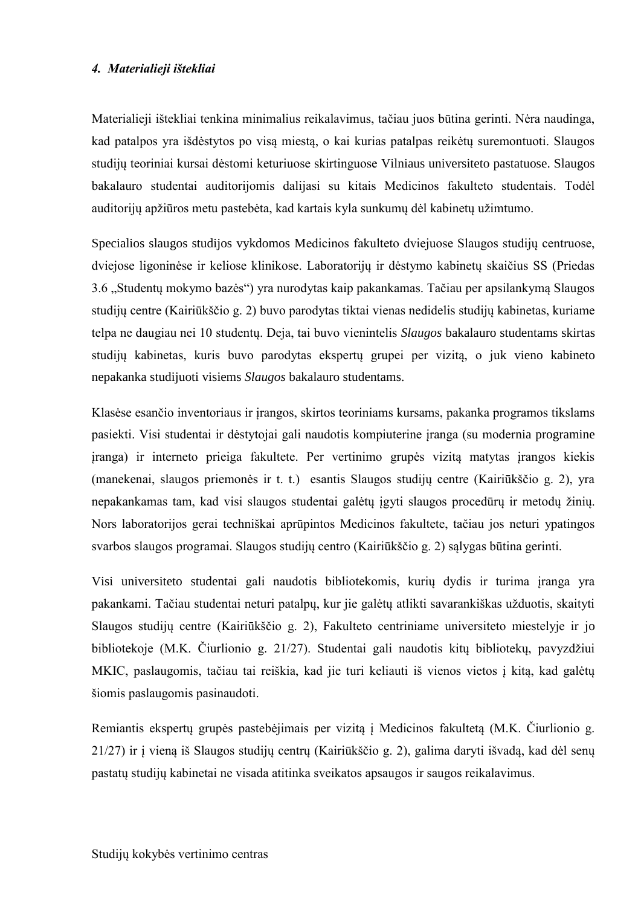### *4. Materialieji ištekliai*

Materialieji ištekliai tenkina minimalius reikalavimus, tačiau juos būtina gerinti. Nėra naudinga, kad patalpos yra išdėstytos po visą miestą, o kai kurias patalpas reikėtų suremontuoti. Slaugos studijų teoriniai kursai dėstomi keturiuose skirtinguose Vilniaus universiteto pastatuose. Slaugos bakalauro studentai auditorijomis dalijasi su kitais Medicinos fakulteto studentais. Todėl auditorijų apžiūros metu pastebėta, kad kartais kyla sunkumų dėl kabinetų užimtumo.

Specialios slaugos studijos vykdomos Medicinos fakulteto dviejuose Slaugos studijų centruose, dviejose ligoninėse ir keliose klinikose. Laboratorijų ir dėstymo kabinetų skaičius SS (Priedas 3.6 „Studentų mokymo bazės") yra nurodytas kaip pakankamas. Tačiau per apsilankymą Slaugos studijų centre (Kairiūkščio g. 2) buvo parodytas tiktai vienas nedidelis studijų kabinetas, kuriame telpa ne daugiau nei 10 studentų. Deja, tai buvo vienintelis *Slaugos* bakalauro studentams skirtas studijų kabinetas, kuris buvo parodytas ekspertų grupei per vizitą, o juk vieno kabineto nepakanka studijuoti visiems *Slaugos* bakalauro studentams.

Klasėse esančio inventoriaus ir įrangos, skirtos teoriniams kursams, pakanka programos tikslams pasiekti. Visi studentai ir dėstytojai gali naudotis kompiuterine įranga (su modernia programine įranga) ir interneto prieiga fakultete. Per vertinimo grupės vizitą matytas įrangos kiekis (manekenai, slaugos priemonės ir t. t.) esantis Slaugos studijų centre (Kairiūkščio g. 2), yra nepakankamas tam, kad visi slaugos studentai galėtų įgyti slaugos procedūrų ir metodų žinių. Nors laboratorijos gerai techniškai aprūpintos Medicinos fakultete, tačiau jos neturi ypatingos svarbos slaugos programai. Slaugos studijų centro (Kairiūkščio g. 2) sąlygas būtina gerinti.

Visi universiteto studentai gali naudotis bibliotekomis, kurių dydis ir turima įranga yra pakankami. Tačiau studentai neturi patalpų, kur jie galėtų atlikti savarankiškas užduotis, skaityti Slaugos studijų centre (Kairiūkščio g. 2), Fakulteto centriniame universiteto miestelyje ir jo bibliotekoje (M.K. Čiurlionio g. 21/27). Studentai gali naudotis kitų bibliotekų, pavyzdžiui MKIC, paslaugomis, tačiau tai reiškia, kad jie turi keliauti iš vienos vietos į kitą, kad galėtų šiomis paslaugomis pasinaudoti.

Remiantis ekspertų grupės pastebėjimais per vizitą į Medicinos fakultetą (M.K. Čiurlionio g. 21/27) ir į vieną iš Slaugos studijų centrų (Kairiūkščio g. 2), galima daryti išvadą, kad dėl senų pastatų studijų kabinetai ne visada atitinka sveikatos apsaugos ir saugos reikalavimus.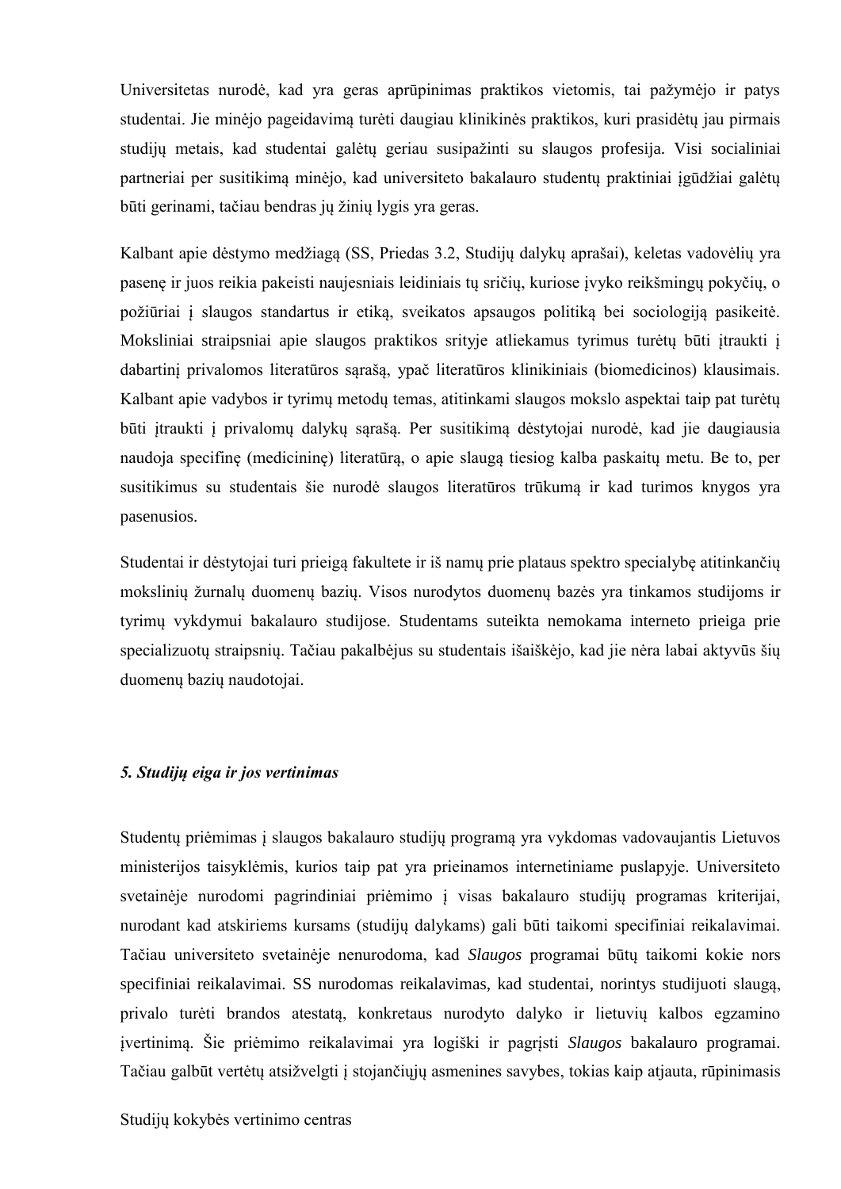Universitetas nurodė, kad yra geras aprūpinimas praktikos vietomis, tai pažymėjo ir patys studentai. Jie minėjo pageidavimą turėti daugiau klinikinės praktikos, kuri prasidėtų jau pirmais studijų metais, kad studentai galėtų geriau susipažinti su slaugos profesija. Visi socialiniai partneriai per susitikimą minėjo, kad universiteto bakalauro studentų praktiniai įgūdžiai galėtų būti gerinami, tačiau bendras jų žinių lygis yra geras.

Kalbant apie dėstymo medžiagą (SS, Priedas 3.2, Studijų dalykų aprašai), keletas vadovėlių yra pasenę ir juos reikia pakeisti naujesniais leidiniais tų sričių, kuriose įvyko reikšmingų pokyčių, o požiūriai į slaugos standartus ir etiką, sveikatos apsaugos politiką bei sociologiją pasikeitė. Moksliniai straipsniai apie slaugos praktikos srityje atliekamus tyrimus turėtų būti įtraukti į dabartinį privalomos literatūros sąrašą, ypač literatūros klinikiniais (biomedicinos) klausimais. Kalbant apie vadybos ir tyrimų metodų temas, atitinkami slaugos mokslo aspektai taip pat turėtų būti įtraukti į privalomų dalykų sąrašą. Per susitikimą dėstytojai nurodė, kad jie daugiausia naudoja specifinę (medicininę) literatūrą, o apie slaugą tiesiog kalba paskaitų metu. Be to, per susitikimus su studentais šie nurodė slaugos literatūros trūkumą ir kad turimos knygos yra pasenusios.

Studentai ir dėstytojai turi prieigą fakultete ir iš namų prie plataus spektro specialybę atitinkančių mokslinių žurnalų duomenų bazių. Visos nurodytos duomenų bazės yra tinkamos studijoms ir tyrimų vykdymui bakalauro studijose. Studentams suteikta nemokama interneto prieiga prie specializuotų straipsnių. Tačiau pakalbėjus su studentais išaiškėjo, kad jie nėra labai aktyvūs šių duomenų bazių naudotojai.

### *5. Studijų eiga ir jos vertinimas*

Studentų priėmimas į slaugos bakalauro studijų programą yra vykdomas vadovaujantis Lietuvos ministerijos taisyklėmis, kurios taip pat yra prieinamos internetiniame puslapyje. Universiteto svetainėje nurodomi pagrindiniai priėmimo į visas bakalauro studijų programas kriterijai, nurodant kad atskiriems kursams (studijų dalykams) gali būti taikomi specifiniai reikalavimai. Tačiau universiteto svetainėje nenurodoma, kad *Slaugos* programai būtų taikomi kokie nors specifiniai reikalavimai. SS nurodomas reikalavimas, kad studentai, norintys studijuoti slaugą, privalo turėti brandos atestatą, konkretaus nurodyto dalyko ir lietuvių kalbos egzamino įvertinimą. Šie priėmimo reikalavimai yra logiški ir pagrįsti *Slaugos* bakalauro programai. Tačiau galbūt vertėtų atsižvelgti į stojančiųjų asmenines savybes, tokias kaip atjauta, rūpinimasis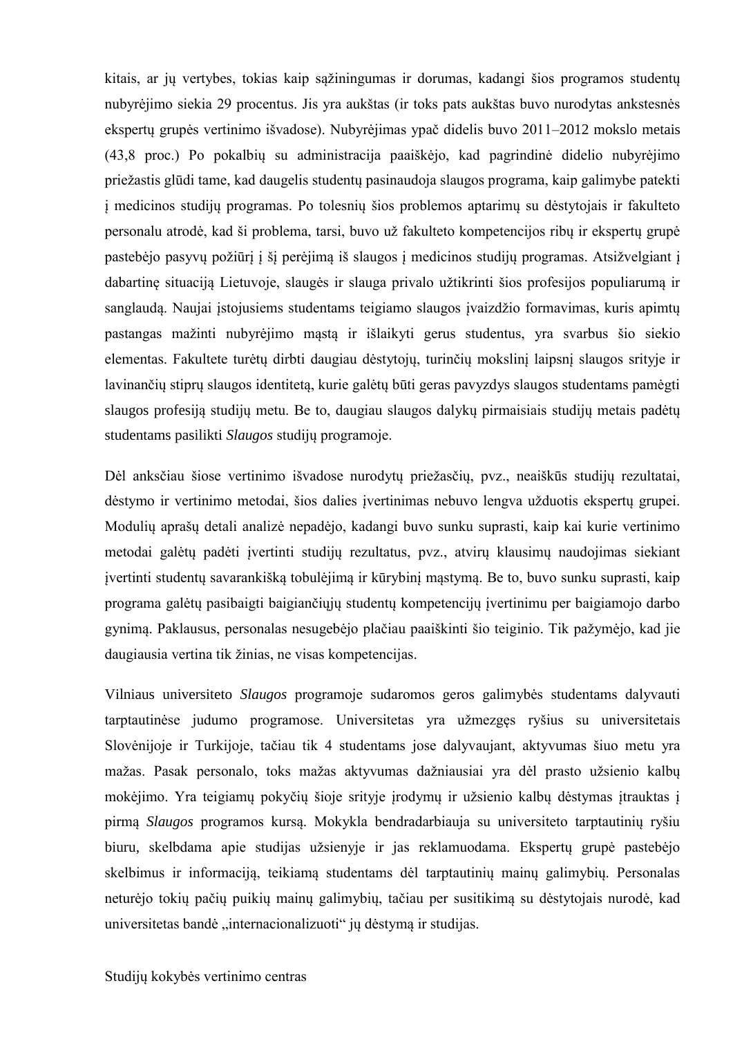kitais, ar jų vertybes, tokias kaip sąžiningumas ir dorumas, kadangi šios programos studentų nubyrėjimo siekia 29 procentus. Jis yra aukštas (ir toks pats aukštas buvo nurodytas ankstesnės ekspertų grupės vertinimo išvadose). Nubyrėjimas ypač didelis buvo 2011–2012 mokslo metais (43,8 proc.) Po pokalbių su administracija paaiškėjo, kad pagrindinė didelio nubyrėjimo priežastis glūdi tame, kad daugelis studentų pasinaudoja slaugos programa, kaip galimybe patekti į medicinos studijų programas. Po tolesnių šios problemos aptarimų su dėstytojais ir fakulteto personalu atrodė, kad ši problema, tarsi, buvo už fakulteto kompetencijos ribų ir ekspertų grupė pastebėjo pasyvų požiūrį į šį perėjimą iš slaugos į medicinos studijų programas. Atsižvelgiant į dabartinę situaciją Lietuvoje, slaugės ir slauga privalo užtikrinti šios profesijos populiarumą ir sanglaudą. Naujai įstojusiems studentams teigiamo slaugos įvaizdžio formavimas, kuris apimtų pastangas mažinti nubyrėjimo mąstą ir išlaikyti gerus studentus, yra svarbus šio siekio elementas. Fakultete turėtų dirbti daugiau dėstytojų, turinčių mokslinį laipsnį slaugos srityje ir lavinančių stiprų slaugos identitetą, kurie galėtų būti geras pavyzdys slaugos studentams pamėgti slaugos profesiją studijų metu. Be to, daugiau slaugos dalykų pirmaisiais studijų metais padėtų studentams pasilikti *Slaugos* studijų programoje.

Dėl anksčiau šiose vertinimo išvadose nurodytų priežasčių, pvz., neaiškūs studijų rezultatai, dėstymo ir vertinimo metodai, šios dalies įvertinimas nebuvo lengva užduotis ekspertų grupei. Modulių aprašų detali analizė nepadėjo, kadangi buvo sunku suprasti, kaip kai kurie vertinimo metodai galėtų padėti įvertinti studijų rezultatus, pvz., atvirų klausimų naudojimas siekiant įvertinti studentų savarankišką tobulėjimą ir kūrybinį mąstymą. Be to, buvo sunku suprasti, kaip programa galėtų pasibaigti baigiančiųjų studentų kompetencijų įvertinimu per baigiamojo darbo gynimą. Paklausus, personalas nesugebėjo plačiau paaiškinti šio teiginio. Tik pažymėjo, kad jie daugiausia vertina tik žinias, ne visas kompetencijas.

Vilniaus universiteto *Slaugos* programoje sudaromos geros galimybės studentams dalyvauti tarptautinėse judumo programose. Universitetas yra užmezgęs ryšius su universitetais Slovėnijoje ir Turkijoje, tačiau tik 4 studentams jose dalyvaujant, aktyvumas šiuo metu yra mažas. Pasak personalo, toks mažas aktyvumas dažniausiai yra dėl prasto užsienio kalbų mokėjimo. Yra teigiamų pokyčių šioje srityje įrodymų ir užsienio kalbų dėstymas įtrauktas į pirmą *Slaugos* programos kursą. Mokykla bendradarbiauja su universiteto tarptautinių ryšių biuru, skelbdama apie studijas užsienyje ir jas reklamuodama. Ekspertų grupė pastebėjo skelbimus ir informaciją, teikiamą studentams dėl tarptautinių mainų galimybių. Personalas neturėjo tokių pačių puikių mainų galimybių, tačiau per susitikimą su dėstytojais nurodė, kad universitetas bandė „internacionalizuoti" jų dėstymą ir studijas.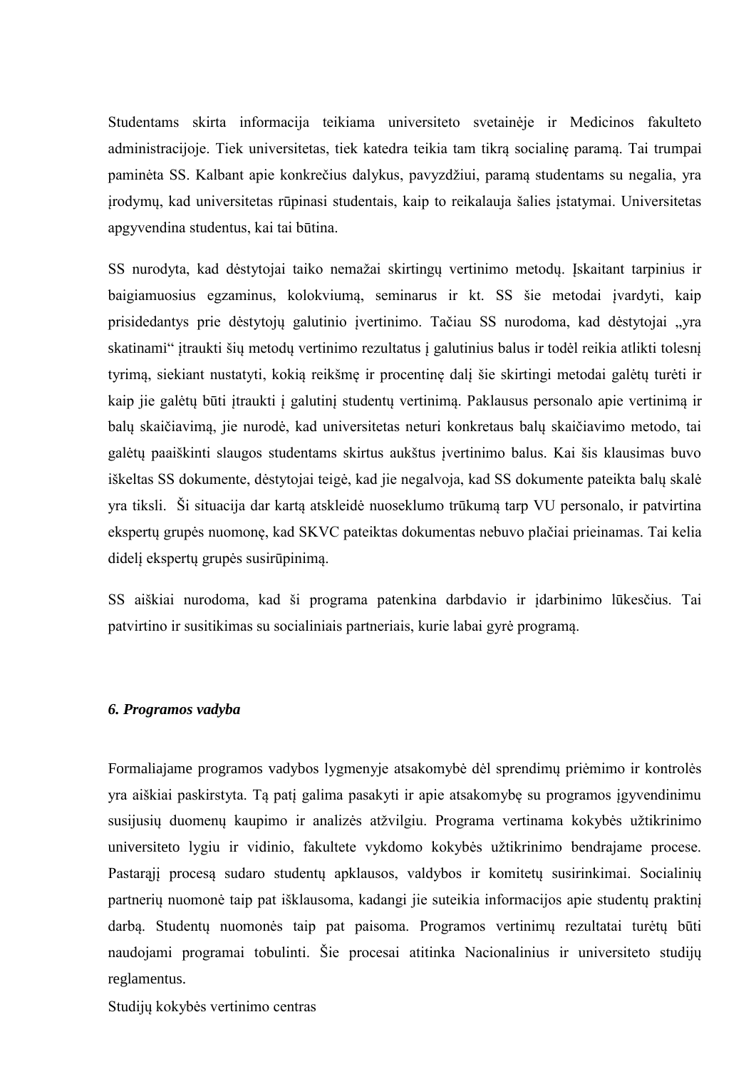Studentams skirta informacija teikiama universiteto svetainėje ir Medicinos fakulteto administracijoje. Tiek universitetas, tiek katedra teikia tam tikrą socialinę paramą. Tai trumpai paminėta SS. Kalbant apie konkrečius dalykus, pavyzdžiui, paramą studentams su negalia, yra įrodymų, kad universitetas rūpinasi studentais, kaip to reikalauja šalies įstatymai. Universitetas apgyvendina studentus, kai tai būtina.

SS nurodyta, kad dėstytojai taiko nemažai skirtingų vertinimo metodų. Įskaitant tarpinius ir baigiamuosius egzaminus, kolokviumą, seminarus ir kt. SS šie metodai įvardyti, kaip prisidedantys prie dėstytojų galutinio įvertinimo. Tačiau SS nurodoma, kad dėstytojai „yra skatinami" įtraukti šių metodų vertinimo rezultatus į galutinius balus ir todėl reikia atlikti tolesnį tyrimą, siekiant nustatyti, kokią reikšmę ir procentinę dalį šie skirtingi metodai galėtų turėti ir kaip jie galėtų būti įtraukti į galutinį studentų vertinimą. Paklausus personalo apie vertinimą ir balų skaičiavimą, jie nurodė, kad universitetas neturi konkretaus balų skaičiavimo metodo, tai galėtų paaiškinti slaugos studentams skirtus aukštus įvertinimo balus. Kai šis klausimas buvo iškeltas SS dokumente, dėstytojai teigė, kad jie negalvoja, kad SS dokumente pateikta balų skalė yra tiksli. Ši situacija dar kartą atskleidė nuoseklumo trūkumą tarp VU personalo, ir patvirtina ekspertų grupės nuomonę, kad SKVC pateiktas dokumentas nebuvo plačiai prieinamas. Tai kelia didelį ekspertų grupės susirūpinimą.

SS aiškiai nurodoma, kad ši programa patenkina darbdavio ir įdarbinimo lūkesčius. Tai patvirtino ir susitikimas su socialiniais partneriais, kurie labai gyrė programą.

### *6. Programos vadyba*

Formaliajame programos vadybos lygmenyje atsakomybė dėl sprendimų priėmimo ir kontrolės yra aiškiai paskirstyta. Tą patį galima pasakyti ir apie atsakomybę su programos įgyvendinimu susijusių duomenų kaupimo ir analizės atžvilgiu. Programa vertinama kokybės užtikrinimo universiteto lygiu ir vidinio, fakultete vykdomo kokybės užtikrinimo bendrajame procese. Pastarąjį procesą sudaro studentų apklausos, valdybos ir komitetų susirinkimai. Socialinių partnerių nuomonė taip pat išklausoma, kadangi jie suteikia informacijos apie studentų praktinį darbą. Studentų nuomonės taip pat paisoma. Programos vertinimų rezultatai turėtų būti naudojami programai tobulinti. Šie procesai atitinka Nacionalinius ir universiteto studijų reglamentus.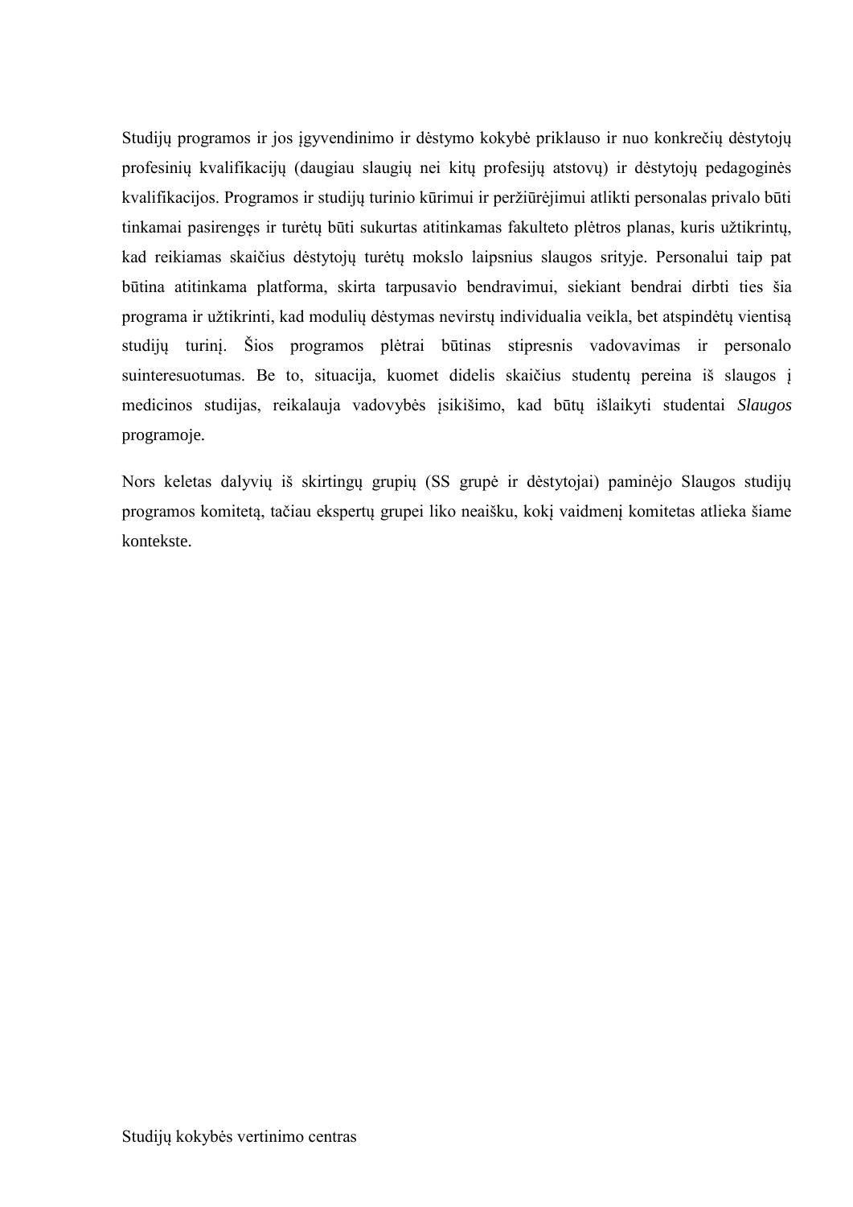Studijų programos ir jos įgyvendinimo ir dėstymo kokybė priklauso ir nuo konkrečių dėstytojų profesinių kvalifikacijų (daugiau slaugių nei kitų profesijų atstovų) ir dėstytojų pedagoginės kvalifikacijos. Programos ir studijų turinio kūrimui ir peržiūrėjimui atlikti personalas privalo būti tinkamai pasirengęs ir turėtų būti sukurtas atitinkamas fakulteto plėtros planas, kuris užtikrintų, kad reikiamas skaičius dėstytojų turėtų mokslo laipsnius slaugos srityje. Personalui taip pat būtina atitinkama platforma, skirta tarpusavio bendravimui, siekiant bendrai dirbti ties šia programa ir užtikrinti, kad modulių dėstymas nevirstų individualia veikla, bet atspindėtų vientisą studijų turinį. Šios programos plėtrai būtinas stipresnis vadovavimas ir personalo suinteresuotumas. Be to, situacija, kuomet didelis skaičius studentų pereina iš slaugos į medicinos studijas, reikalauja vadovybės įsikišimo, kad būtų išlaikyti studentai *Slaugos* programoje.

Nors keletas dalyvių iš skirtingų grupių (SS grupė ir dėstytojai) paminėjo Slaugos studijų programos komitetą, tačiau ekspertų grupei liko neaišku, kokį vaidmenį komitetas atlieka šiame kontekste.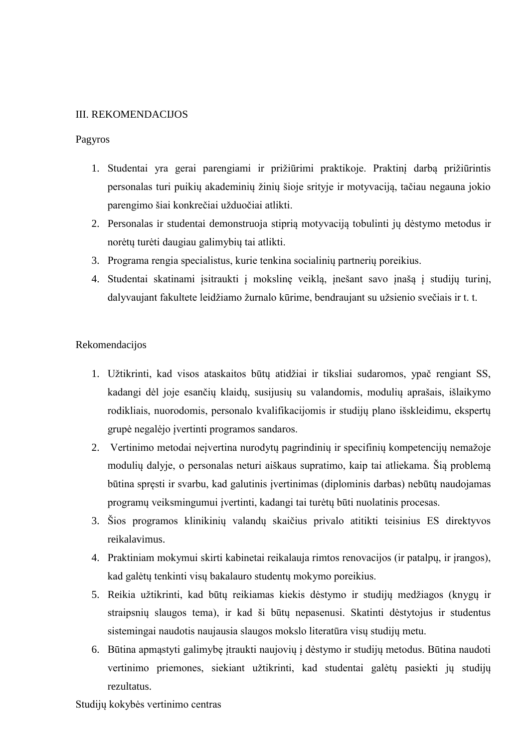## III. REKOMENDACIJOS

### Pagyros

1. Studentai yra gerai parengiami ir prižiūrimi praktikoje. Praktinį darbą prižiūrintis personalas turi puikių akademinių žinių šioje srityje ir motyvaciją, tačiau negauna jokio parengimo šiai konkrečiai užduočiai atlikti.
2. Personalas ir studentai demonstruoja stiprią motyvaciją tobulinti jų dėstymo metodus ir norėtų turėti daugiau galimybių tai atlikti.
3. Programa rengia specialistus, kurie tenkina socialinių partnerių poreikius.
4. Studentai skatinami įsitraukti į mokslinę veiklą, įnešant savo įnašą į studijų turinį, dalyvaujant fakultete leidžiamo žurnalo kūrime, bendraujant su užsienio svečiais ir t. t.

### Rekomendacijos

1. Užtikrinti, kad visos ataskaitos būtų atidžiai ir tiksliai sudaromos, ypač rengiant SS, kadangi dėl joje esančių klaidų, susijusių su valandomis, modulių aprašais, išlaikymo rodikliais, nuorodomis, personalo kvalifikacijomis ir studijų plano išskleidimu, ekspertų grupė negalėjo įvertinti programos sandaros.
2. Vertinimo metodai neįvertina nurodytų pagrindinių ir specifinių kompetencijų nemažoje modulių dalyje, o personalas neturi aiškaus supratimo, kaip tai atliekama. Šią problemą būtina spręsti ir svarbu, kad galutinis įvertinimas (diplominis darbas) nebūtų naudojamas programų veiksmingumui įvertinti, kadangi tai turėtų būti nuolatinis procesas.
3. Šios programos klinikinių valandų skaičius privalo atitikti teisinius ES direktyvos reikalavimus.
4. Praktiniam mokymui skirti kabinetai reikalauja rimtos renovacijos (ir patalpų, ir įrangos), kad galėtų tenkinti visų bakalauro studentų mokymo poreikius.
5. Reikia užtikrinti, kad būtų reikiamas kiekis dėstymo ir studijų medžiagos (knygų ir straipsnių slaugos tema), ir kad ši būtų nepasenusi. Skatinti dėstytojus ir studentus sistemingai naudotis naujausia slaugos mokslo literatūra visų studijų metu.
6. Būtina apmąstyti galimybę įtraukti naujovių į dėstymo ir studijų metodus. Būtina naudoti vertinimo priemones, siekiant užtikrinti, kad studentai galėtų pasiekti jų studijų rezultatus.

Studijų kokybės vertinimo centras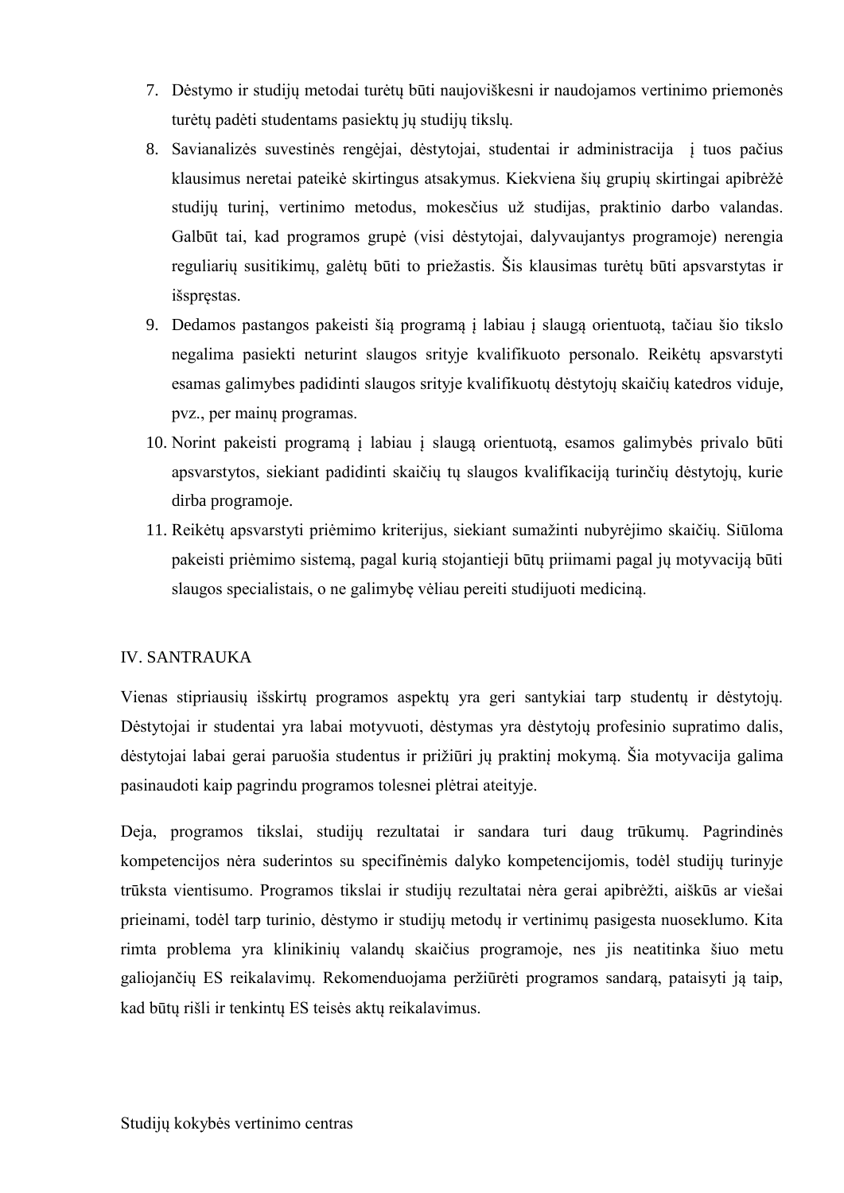7. Dėstymo ir studijų metodai turėtų būti naujoviškesni ir naudojamos vertinimo priemonės turėtų padėti studentams pasiektų jų studijų tikslų.
8. Savianalizės suvestinės rengėjai, dėstytojai, studentai ir administracija į tuos pačius klausimus neretai pateikė skirtingus atsakymus. Kiekviena šių grupių skirtingai apibrėžė studijų turinį, vertinimo metodus, mokesčius už studijas, praktinio darbo valandas. Galbūt tai, kad programos grupė (visi dėstytojai, dalyvaujantys programoje) nerengia reguliarių susitikimų, galėtų būti to priežastis. Šis klausimas turėtų būti apsvarstytas ir išspręstas.
9. Dedamos pastangos pakeisti šią programą į labiau į slaugą orientuotą, tačiau šio tikslo negalima pasiekti neturint slaugos srityje kvalifikuoto personalo. Reikėtų apsvarstyti esamas galimybes padidinti slaugos srityje kvalifikuotų dėstytojų skaičių katedros viduje, pvz., per mainų programas.
10. Norint pakeisti programą į labiau į slaugą orientuotą, esamos galimybės privalo būti apsvarstytos, siekiant padidinti skaičių tų slaugos kvalifikaciją turinčių dėstytojų, kurie dirba programoje.
11. Reikėtų apsvarstyti priėmimo kriterijus, siekiant sumažinti nubyrėjimo skaičių. Siūloma pakeisti priėmimo sistemą, pagal kurią stojantieji būtų priimami pagal jų motyvaciją būti slaugos specialistais, o ne galimybę vėliau pereiti studijuoti mediciną.

## IV. SANTRAUKA

Vienas stipriausių išskirtų programos aspektų yra geri santykiai tarp studentų ir dėstytojų. Dėstytojai ir studentai yra labai motyvuoti, dėstymas yra dėstytojų profesinio supratimo dalis, dėstytojai labai gerai paruošia studentus ir prižiūri jų praktinį mokymą. Šia motyvacija galima pasinaudoti kaip pagrindu programos tolesnei plėtrai ateityje.

Deja, programos tikslai, studijų rezultatai ir sandara turi daug trūkumų. Pagrindinės kompetencijos nėra suderintos su specifinėmis dalyko kompetencijomis, todėl studijų turinyje trūksta vientisumo. Programos tikslai ir studijų rezultatai nėra gerai apibrėžti, aiškūs ar viešai prieinami, todėl tarp turinio, dėstymo ir studijų metodų ir vertinimų pasigesta nuoseklumo. Kita rimta problema yra klinikinių valandų skaičius programoje, nes jis neatitinka šiuo metu galiojančių ES reikalavimų. Rekomenduojama peržiūrėti programos sandarą, pataisyti ją taip, kad būtų rišli ir tenkintų ES teisės aktų reikalavimus.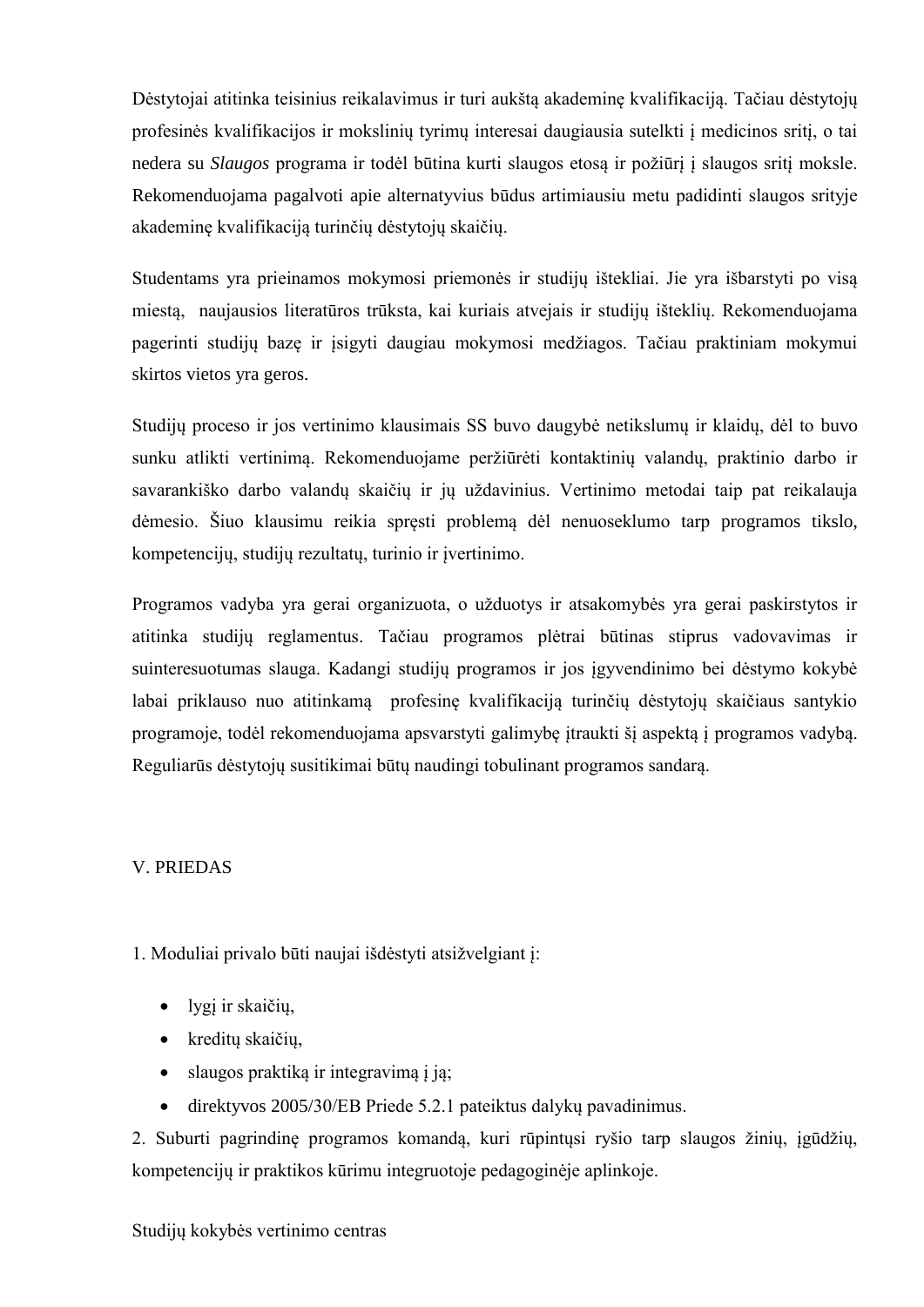Dėstytojai atitinka teisinius reikalavimus ir turi aukštą akademinę kvalifikaciją. Tačiau dėstytojų profesinės kvalifikacijos ir mokslinių tyrimų interesai daugiausia sutelkti į medicinos sritį, o tai nedera su *Slaugos* programa ir todėl būtina kurti slaugos etosą ir požiūrį į slaugos sritį moksle. Rekomenduojama pagalvoti apie alternatyvius būdus artimiausiu metu padidinti slaugos srityje akademinę kvalifikaciją turinčių dėstytojų skaičių.

Studentams yra prieinamos mokymosi priemonės ir studijų ištekliai. Jie yra išbarstyti po visą miestą, naujausios literatūros trūksta, kai kuriais atvejais ir studijų išteklių. Rekomenduojama pagerinti studijų bazę ir įsigyti daugiau mokymosi medžiagos. Tačiau praktiniam mokymui skirtos vietos yra geros.

Studijų proceso ir jos vertinimo klausimais SS buvo daugybė netikslumų ir klaidų, dėl to buvo sunku atlikti vertinimą. Rekomenduojame peržiūrėti kontaktinių valandų, praktinio darbo ir savarankiško darbo valandų skaičių ir jų uždavinius. Vertinimo metodai taip pat reikalauja dėmesio. Šiuo klausimu reikia spręsti problemą dėl nenuoseklumo tarp programos tikslo, kompetencijų, studijų rezultatų, turinio ir įvertinimo.

Programos vadyba yra gerai organizuota, o užduotys ir atsakomybės yra gerai paskirstytos ir atitinka studijų reglamentus. Tačiau programos plėtrai būtinas stiprus vadovavimas ir suinteresuotumas slauga. Kadangi studijų programos ir jos įgyvendinimo bei dėstymo kokybė labai priklauso nuo atitinkamą profesinę kvalifikaciją turinčių dėstytojų skaičiaus santykio programoje, todėl rekomenduojama apsvarstyti galimybę įtraukti šį aspektą į programos vadybą. Reguliarūs dėstytojų susitikimai būtų naudingi tobulinant programos sandarą.

## V. PRIEDAS

1. Moduliai privalo būti naujai išdėstyti atsižvelgiant į:

- lygį ir skaičių,
- kreditų skaičių,
- slaugos praktiką ir integravimą į ją;
- direktyvos 2005/30/EB Priede 5.2.1 pateiktus dalykų pavadinimus.

2. Suburti pagrindinę programos komandą, kuri rūpintųsi ryšio tarp slaugos žinių, įgūdžių, kompetencijų ir praktikos kūrimu integruotoje pedagoginėje aplinkoje.

Studijų kokybės vertinimo centras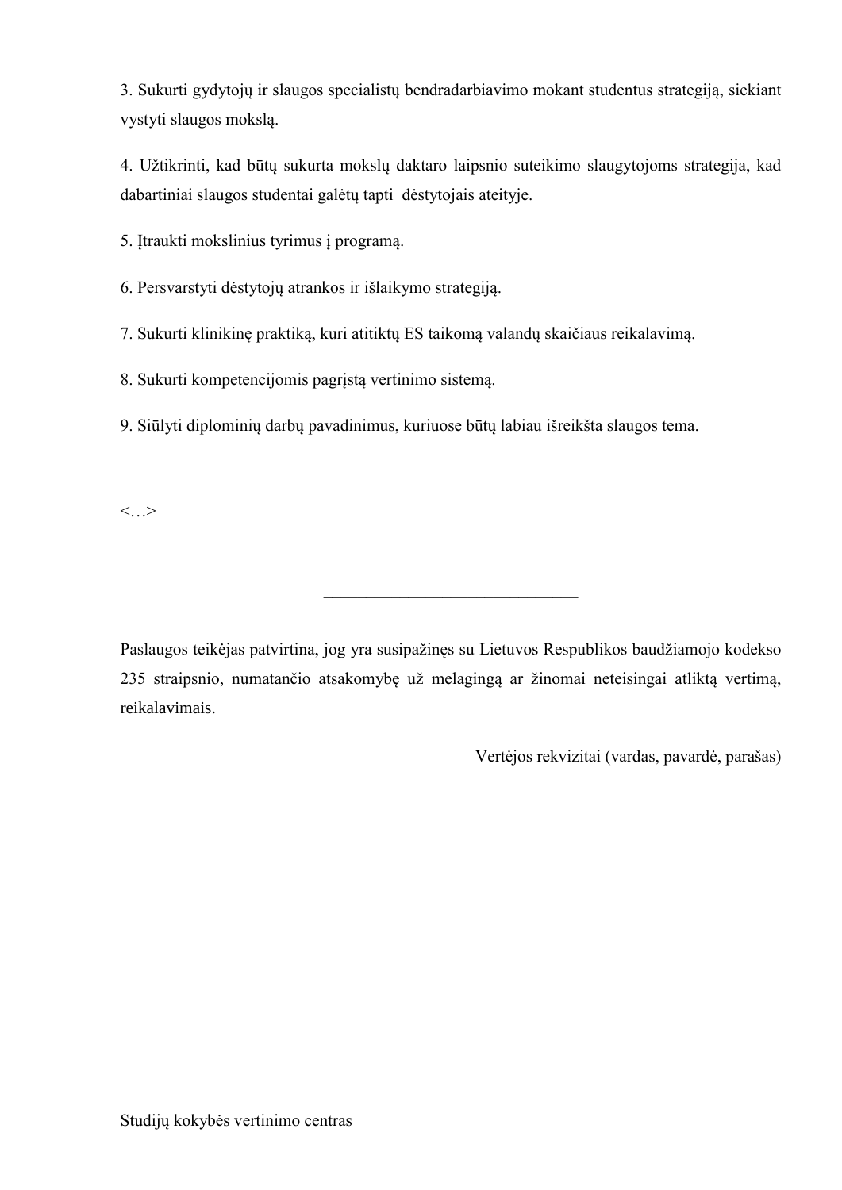3. Sukurti gydytojų ir slaugos specialistų bendradarbiavimo mokant studentus strategiją, siekiant vystyti slaugos mokslą.

4. Užtikrinti, kad būtų sukurta mokslų daktaro laipsnio suteikimo slaugytojoms strategija, kad dabartiniai slaugos studentai galėtų tapti dėstytojais ateityje.

5. Įtraukti mokslinius tyrimus į programą.

6. Persvarstyti dėstytojų atrankos ir išlaikymo strategiją.

7. Sukurti klinikinę praktiką, kuri atitiktų ES taikomą valandų skaičiaus reikalavimą.

8. Sukurti kompetencijomis pagrįstą vertinimo sistemą.

9. Siūlyti diplominių darbų pavadinimus, kuriuose būtų labiau išreikšta slaugos tema.

<…>

______________________________

Paslaugos teikėjas patvirtina, jog yra susipažinęs su Lietuvos Respublikos baudžiamojo kodekso 235 straipsnio, numatančio atsakomybę už melagingą ar žinomai neteisingai atliktą vertimą, reikalavimais.

Vertėjos rekvizitai (vardas, pavardė, parašas)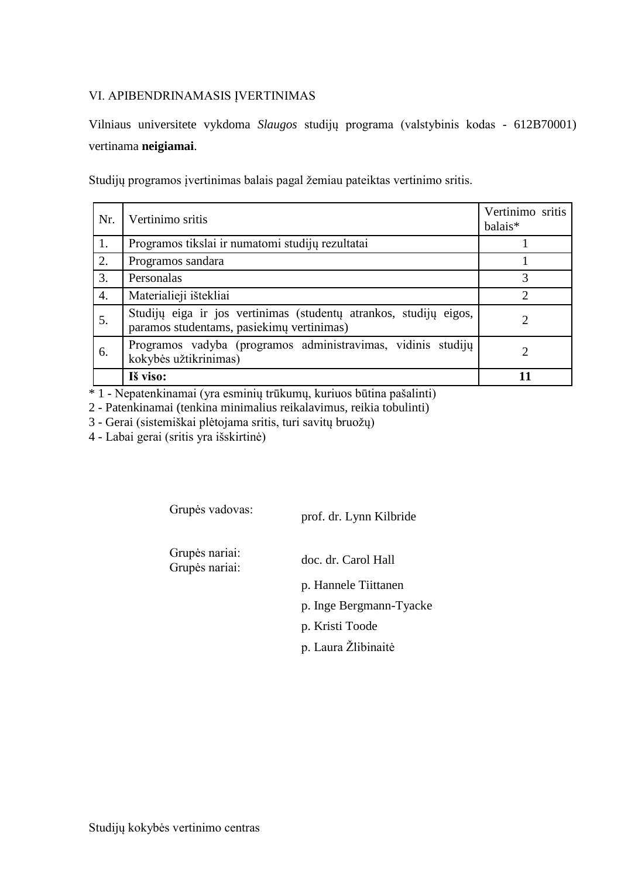## VI. APIBENDRINAMASIS ĮVERTINIMAS

Vilniaus universitete vykdoma *Slaugos* studijų programa (valstybinis kodas - 612B70001) vertinama **neigiamai**.

Studijų programos įvertinimas balais pagal žemiau pateiktas vertinimo sritis.

| Nr. | Vertinimo sritis | Vertinimo sritis balais* |
|---|---|---|
| 1. | Programos tikslai ir numatomi studijų rezultatai | 1 |
| 2. | Programos sandara | 1 |
| 3. | Personalas | 3 |
| 4. | Materialieji ištekliai | 2 |
| 5. | Studijų eiga ir jos vertinimas (studentų atrankos, studijų eigos, paramos studentams, pasiekimų vertinimas) | 2 |
| 6. | Programos vadyba (programos administravimas, vidinis studijų kokybės užtikrinimas) | 2 |
| | **Iš viso:** | **11** |

\* 1 - Nepatenkinamai (yra esminių trūkumų, kuriuos būtina pašalinti)
2 - Patenkinamai (tenkina minimalius reikalavimus, reikia tobulinti)
3 - Gerai (sistemiškai plėtojama sritis, turi savitų bruožų)
4 - Labai gerai (sritis yra išskirtinė)

Grupės vadovas: prof. dr. Lynn Kilbride

Grupės nariai:
Grupės nariai: doc. dr. Carol Hall

p. Hannele Tiittanen

p. Inge Bergmann-Tyacke

p. Kristi Toode

p. Laura Žlibinaitė

Studijų kokybės vertinimo centras